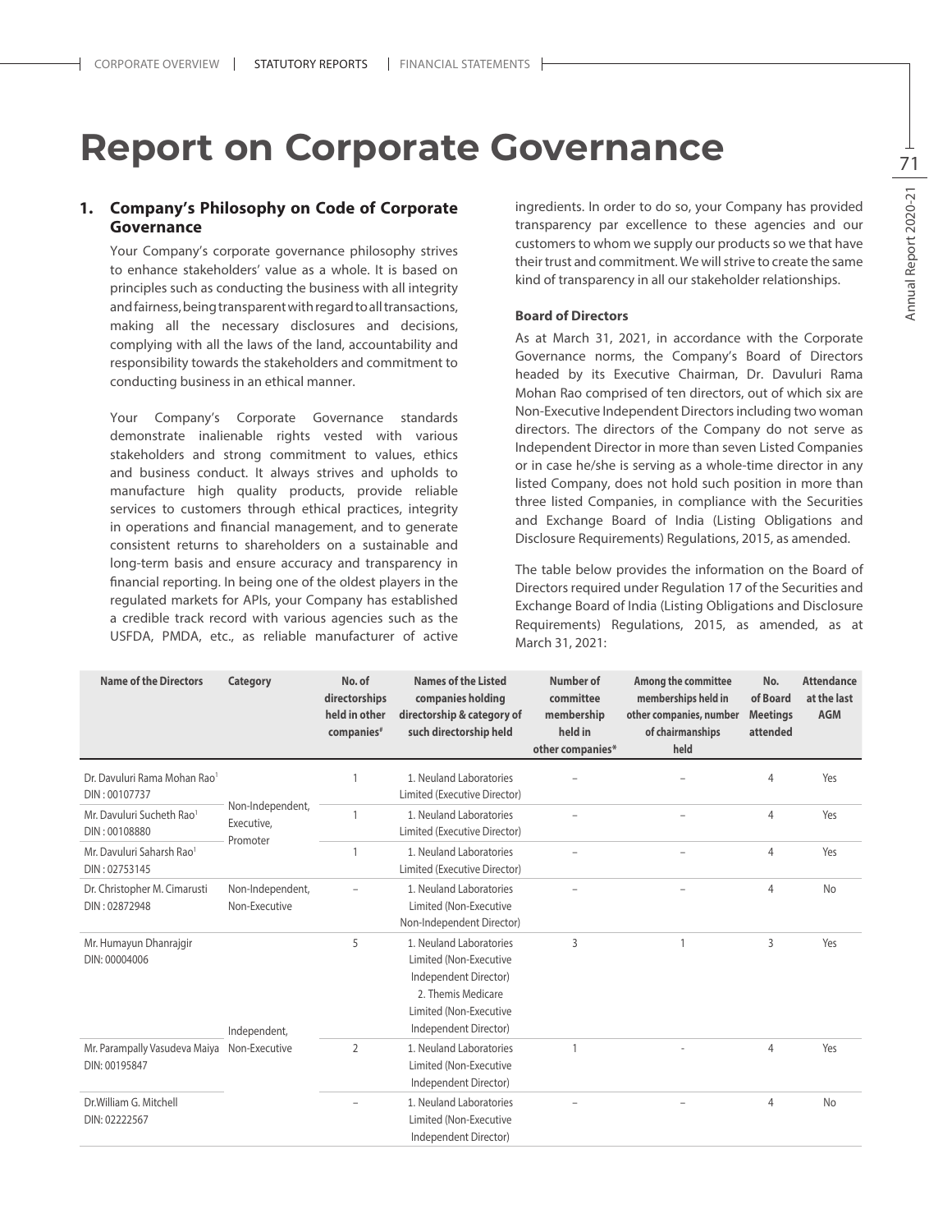# Report on Corporate Governance

## 1. Company's Philosophy on Code of Corporate Governance

Your Company's corporate governance philosophy strives to enhance stakeholders' value as a whole. It is based on principles such as conducting the business with all integrity and fairness, being transparent with regard to all transactions, making all the necessary disclosures and decisions, complying with all the laws of the land, accountability and responsibility towards the stakeholders and commitment to conducting business in an ethical manner.

Your Company's Corporate Governance standards demonstrate inalienable rights vested with various stakeholders and strong commitment to values, ethics and business conduct. It always strives and upholds to manufacture high quality products, provide reliable services to customers through ethical practices, integrity in operations and financial management, and to generate consistent returns to shareholders on a sustainable and long-term basis and ensure accuracy and transparency in financial reporting. In being one of the oldest players in the regulated markets for APIs, your Company has established a credible track record with various agencies such as the USFDA, PMDA, etc., as reliable manufacturer of active ingredients. In order to do so, your Company has provided transparency par excellence to these agencies and our customers to whom we supply our products so we that have their trust and commitment. We will strive to create the same kind of transparency in all our stakeholder relationships.

**Board of Directors**

As at March 31, 2021, in accordance with the Corporate Governance norms, the Company's Board of Directors headed by its Executive Chairman, Dr. Davuluri Rama Mohan Rao comprised of ten directors, out of which six are Non-Executive Independent Directors including two woman directors. The directors of the Company do not serve as Independent Director in more than seven Listed Companies or in case he/she is serving as a whole-time director in any listed Company, does not hold such position in more than three listed Companies, in compliance with the Securities and Exchange Board of India (Listing Obligations and Disclosure Requirements) Regulations, 2015, as amended.

The table below provides the information on the Board of Directors required under Regulation 17 of the Securities and Exchange Board of India (Listing Obligations and Disclosure Requirements) Regulations, 2015, as amended, as at March 31, 2021:

| Name of the Directors | Category | No. of directorships held in other companies# | Names of the Listed companies holding directorship & category of such directorship held | Number of committee membership held in other companies* | Among the committee memberships held in other companies, number of chairmanships held | No. of Board Meetings attended | Attendance at the last AGM |
|---|---|---|---|---|---|---|---|
| Dr. Davuluri Rama Mohan Rao[1] DIN : 00107737 | Non-Independent, Executive, Promoter | 1 | 1. Neuland Laboratories Limited (Executive Director) | – | – | 4 | Yes |
| Mr. Davuluri Sucheth Rao[1] DIN : 00108880 | | 1 | 1. Neuland Laboratories Limited (Executive Director) | – | – | 4 | Yes |
| Mr. Davuluri Saharsh Rao[1] DIN : 02753145 | | 1 | 1. Neuland Laboratories Limited (Executive Director) | – | – | 4 | Yes |
| Dr. Christopher M. Cimarusti DIN : 02872948 | Non-Independent, Non-Executive | – | 1. Neuland Laboratories Limited (Non-Executive Non-Independent Director) | – | – | 4 | No |
| Mr. Humayun Dhanrajgir DIN: 00004006 | Independent, Non-Executive | 5 | 1. Neuland Laboratories Limited (Non-Executive Independent Director) 2. Themis Medicare Limited (Non-Executive Independent Director) | 3 | 1 | 3 | Yes |
| Mr. Parampally Vasudeva Maiya DIN: 00195847 | | 2 | 1. Neuland Laboratories Limited (Non-Executive Independent Director) | 1 | - | 4 | Yes |
| Dr.William G. Mitchell DIN: 02222567 | | – | 1. Neuland Laboratories Limited (Non-Executive Independent Director) | – | – | 4 | No |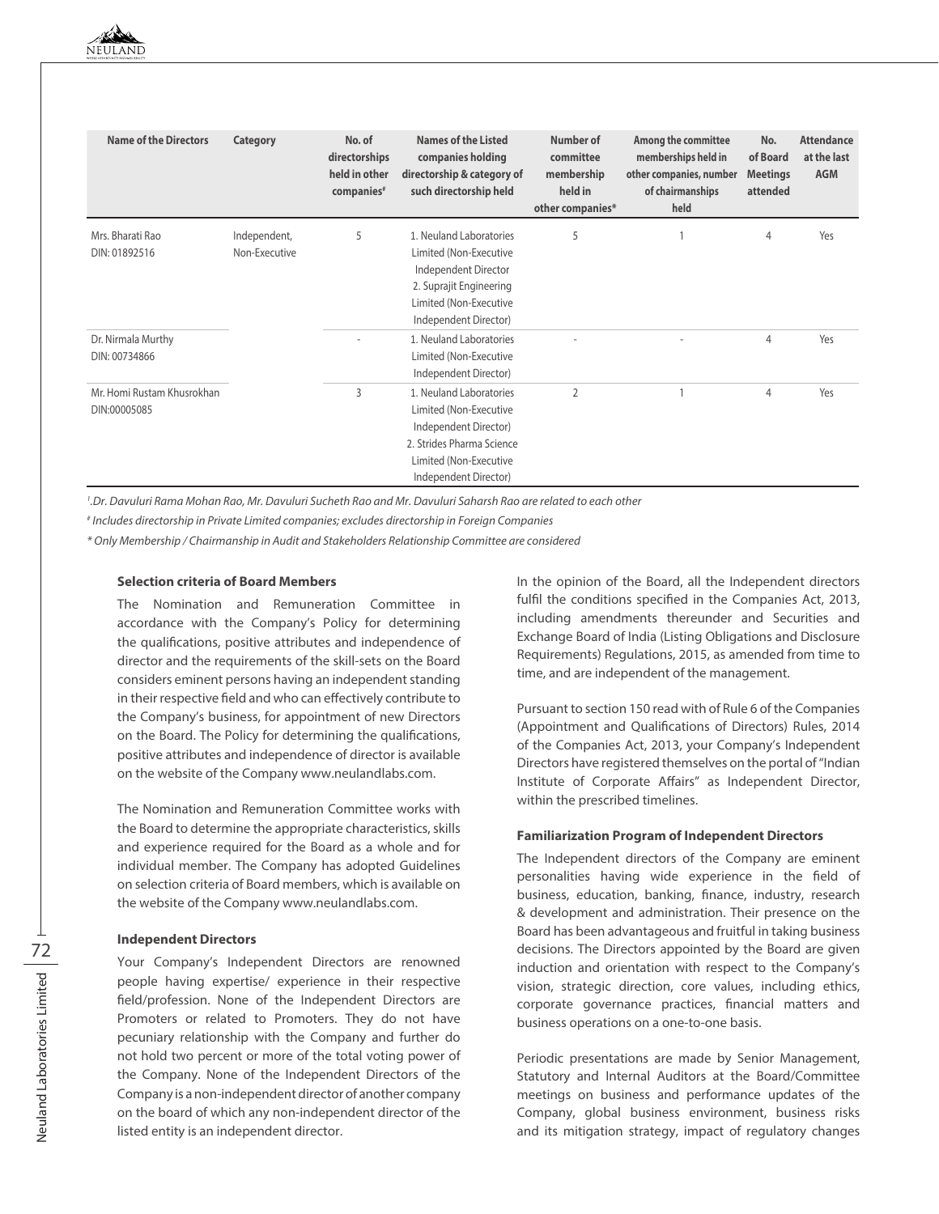| Name of the Directors | Category | No. of directorships held in other companies# | Names of the Listed companies holding directorship & category of such directorship held | Number of committee membership held in other companies* | Among the committee memberships held in other companies, number of chairmanships held | No. of Board Meetings attended | Attendance at the last AGM |
|---|---|---|---|---|---|---|---|
| Mrs. Bharati Rao DIN: 01892516 | Independent, Non-Executive | 5 | 1. Neuland Laboratories Limited (Non-Executive Independent Director 2. Suprajit Engineering Limited (Non-Executive Independent Director) | 5 | 1 | 4 | Yes |
| Dr. Nirmala Murthy DIN: 00734866 | | - | 1. Neuland Laboratories Limited (Non-Executive Independent Director) | - | - | 4 | Yes |
| Mr. Homi Rustam Khusrokhan DIN:00005085 | | 3 | 1. Neuland Laboratories Limited (Non-Executive Independent Director) 2. Strides Pharma Science Limited (Non-Executive Independent Director) | 2 | 1 | 4 | Yes |

*[1].Dr. Davuluri Rama Mohan Rao, Mr. Davuluri Sucheth Rao and Mr. Davuluri Saharsh Rao are related to each other*

*# Includes directorship in Private Limited companies; excludes directorship in Foreign Companies*

*\* Only Membership / Chairmanship in Audit and Stakeholders Relationship Committee are considered*

#### Selection criteria of Board Members

The Nomination and Remuneration Committee in accordance with the Company's Policy for determining the qualifications, positive attributes and independence of director and the requirements of the skill-sets on the Board considers eminent persons having an independent standing in their respective field and who can effectively contribute to the Company's business, for appointment of new Directors on the Board. The Policy for determining the qualifications, positive attributes and independence of director is available on the website of the Company www.neulandlabs.com.

The Nomination and Remuneration Committee works with the Board to determine the appropriate characteristics, skills and experience required for the Board as a whole and for individual member. The Company has adopted Guidelines on selection criteria of Board members, which is available on the website of the Company www.neulandlabs.com.

#### Independent Directors

Your Company's Independent Directors are renowned people having expertise/ experience in their respective field/profession. None of the Independent Directors are Promoters or related to Promoters. They do not have pecuniary relationship with the Company and further do not hold two percent or more of the total voting power of the Company. None of the Independent Directors of the Company is a non-independent director of another company on the board of which any non-independent director of the listed entity is an independent director.

In the opinion of the Board, all the Independent directors fulfil the conditions specified in the Companies Act, 2013, including amendments thereunder and Securities and Exchange Board of India (Listing Obligations and Disclosure Requirements) Regulations, 2015, as amended from time to time, and are independent of the management.

Pursuant to section 150 read with of Rule 6 of the Companies (Appointment and Qualifications of Directors) Rules, 2014 of the Companies Act, 2013, your Company's Independent Directors have registered themselves on the portal of "Indian Institute of Corporate Affairs" as Independent Director, within the prescribed timelines.

#### Familiarization Program of Independent Directors

The Independent directors of the Company are eminent personalities having wide experience in the field of business, education, banking, finance, industry, research & development and administration. Their presence on the Board has been advantageous and fruitful in taking business decisions. The Directors appointed by the Board are given induction and orientation with respect to the Company's vision, strategic direction, core values, including ethics, corporate governance practices, financial matters and business operations on a one-to-one basis.

Periodic presentations are made by Senior Management, Statutory and Internal Auditors at the Board/Committee meetings on business and performance updates of the Company, global business environment, business risks and its mitigation strategy, impact of regulatory changes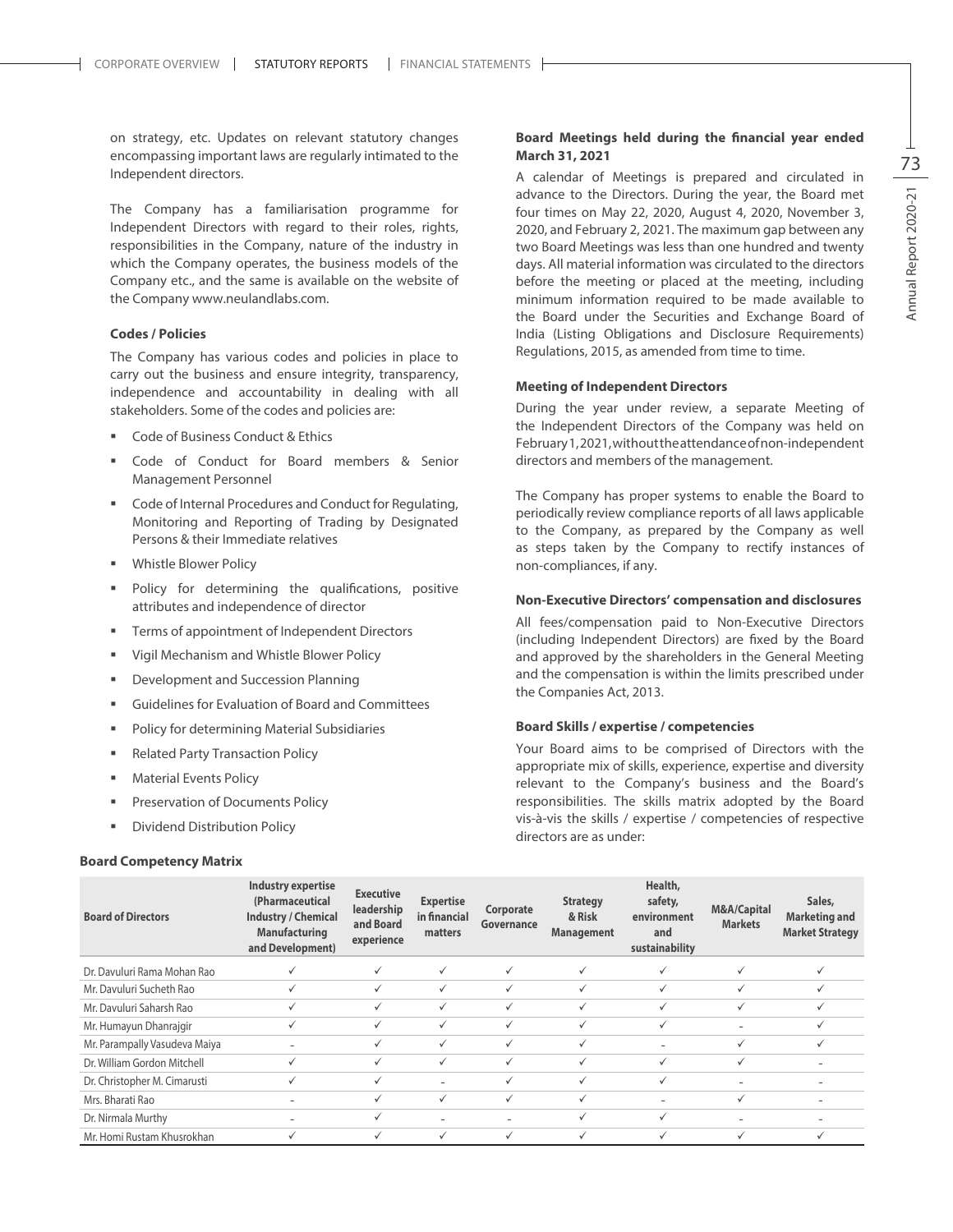on strategy, etc. Updates on relevant statutory changes encompassing important laws are regularly intimated to the Independent directors.

The Company has a familiarisation programme for Independent Directors with regard to their roles, rights, responsibilities in the Company, nature of the industry in which the Company operates, the business models of the Company etc., and the same is available on the website of the Company www.neulandlabs.com.

#### Codes / Policies

The Company has various codes and policies in place to carry out the business and ensure integrity, transparency, independence and accountability in dealing with all stakeholders. Some of the codes and policies are:

- Code of Business Conduct & Ethics
- Code of Conduct for Board members & Senior Management Personnel
- Code of Internal Procedures and Conduct for Regulating, Monitoring and Reporting of Trading by Designated Persons & their Immediate relatives
- Whistle Blower Policy
- Policy for determining the qualifications, positive attributes and independence of director
- Terms of appointment of Independent Directors
- Vigil Mechanism and Whistle Blower Policy
- Development and Succession Planning
- Guidelines for Evaluation of Board and Committees
- Policy for determining Material Subsidiaries
- Related Party Transaction Policy
- Material Events Policy
- Preservation of Documents Policy
- Dividend Distribution Policy

#### Board Meetings held during the financial year ended March 31, 2021

A calendar of Meetings is prepared and circulated in advance to the Directors. During the year, the Board met four times on May 22, 2020, August 4, 2020, November 3, 2020, and February 2, 2021. The maximum gap between any two Board Meetings was less than one hundred and twenty days. All material information was circulated to the directors before the meeting or placed at the meeting, including minimum information required to be made available to the Board under the Securities and Exchange Board of India (Listing Obligations and Disclosure Requirements) Regulations, 2015, as amended from time to time.

#### Meeting of Independent Directors

During the year under review, a separate Meeting of the Independent Directors of the Company was held on February 1, 2021, without the attendance of non-independent directors and members of the management.

The Company has proper systems to enable the Board to periodically review compliance reports of all laws applicable to the Company, as prepared by the Company as well as steps taken by the Company to rectify instances of non-compliances, if any.

#### Non-Executive Directors' compensation and disclosures

All fees/compensation paid to Non-Executive Directors (including Independent Directors) are fixed by the Board and approved by the shareholders in the General Meeting and the compensation is within the limits prescribed under the Companies Act, 2013.

#### Board Skills / expertise / competencies

Your Board aims to be comprised of Directors with the appropriate mix of skills, experience, expertise and diversity relevant to the Company's business and the Board's responsibilities. The skills matrix adopted by the Board vis-à-vis the skills / expertise / competencies of respective directors are as under:

#### Board Competency Matrix

| Board of Directors | Industry expertise (Pharmaceutical Industry / Chemical Manufacturing and Development) | Executive leadership and Board experience | Expertise in financial matters | Corporate Governance | Strategy & Risk Management | Health, safety, environment and sustainability | M&A/Capital Markets | Sales, Marketing and Market Strategy |
|---|---|---|---|---|---|---|---|---|
| Dr. Davuluri Rama Mohan Rao | ✓ | ✓ | ✓ | ✓ | ✓ | ✓ | ✓ | ✓ |
| Mr. Davuluri Sucheth Rao | ✓ | ✓ | ✓ | ✓ | ✓ | ✓ | ✓ | ✓ |
| Mr. Davuluri Saharsh Rao | ✓ | ✓ | ✓ | ✓ | ✓ | ✓ | ✓ | ✓ |
| Mr. Humayun Dhanrajgir | ✓ | ✓ | ✓ | ✓ | ✓ | ✓ | - | ✓ |
| Mr. Parampally Vasudeva Maiya | - | ✓ | ✓ | ✓ | ✓ | - | ✓ | ✓ |
| Dr. William Gordon Mitchell | ✓ | ✓ | ✓ | ✓ | ✓ | ✓ | ✓ | - |
| Dr. Christopher M. Cimarusti | ✓ | ✓ | - | ✓ | ✓ | ✓ | - | - |
| Mrs. Bharati Rao | - | ✓ | ✓ | ✓ | ✓ | - | ✓ | - |
| Dr. Nirmala Murthy | - | ✓ | - | - | ✓ | ✓ | - | - |
| Mr. Homi Rustam Khusrokhan | ✓ | ✓ | ✓ | ✓ | ✓ | ✓ | ✓ | ✓ |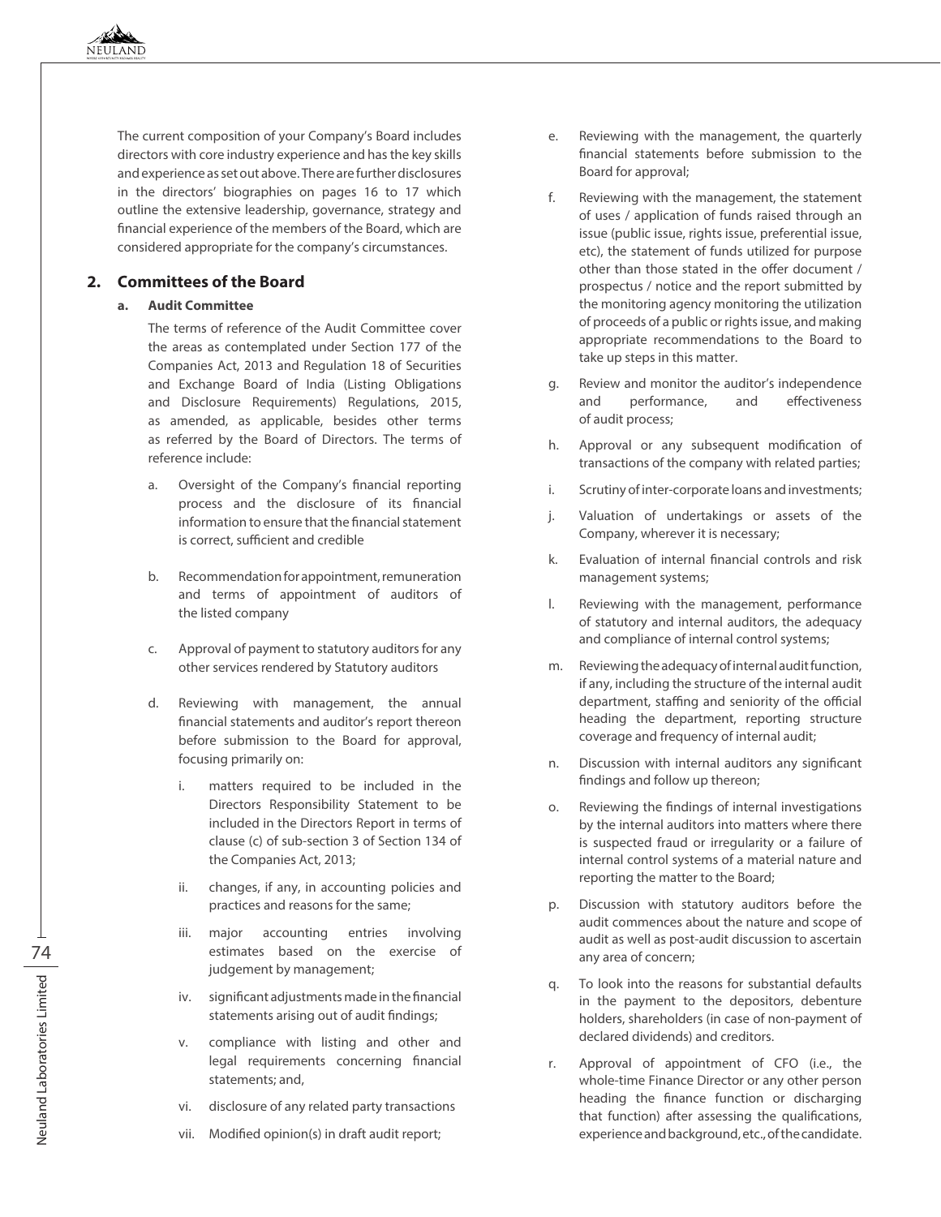The current composition of your Company's Board includes directors with core industry experience and has the key skills and experience as set out above. There are further disclosures in the directors' biographies on pages 16 to 17 which outline the extensive leadership, governance, strategy and financial experience of the members of the Board, which are considered appropriate for the company's circumstances.

## 2. Committees of the Board

### a. Audit Committee

The terms of reference of the Audit Committee cover the areas as contemplated under Section 177 of the Companies Act, 2013 and Regulation 18 of Securities and Exchange Board of India (Listing Obligations and Disclosure Requirements) Regulations, 2015, as amended, as applicable, besides other terms as referred by the Board of Directors. The terms of reference include:

a. Oversight of the Company's financial reporting process and the disclosure of its financial information to ensure that the financial statement is correct, sufficient and credible

b. Recommendation for appointment, remuneration and terms of appointment of auditors of the listed company

c. Approval of payment to statutory auditors for any other services rendered by Statutory auditors

d. Reviewing with management, the annual financial statements and auditor's report thereon before submission to the Board for approval, focusing primarily on:

   i. matters required to be included in the Directors Responsibility Statement to be included in the Directors Report in terms of clause (c) of sub-section 3 of Section 134 of the Companies Act, 2013;

   ii. changes, if any, in accounting policies and practices and reasons for the same;

   iii. major accounting entries involving estimates based on the exercise of judgement by management;

   iv. significant adjustments made in the financial statements arising out of audit findings;

   v. compliance with listing and other and legal requirements concerning financial statements; and,

   vi. disclosure of any related party transactions

   vii. Modified opinion(s) in draft audit report;

e. Reviewing with the management, the quarterly financial statements before submission to the Board for approval;

f. Reviewing with the management, the statement of uses / application of funds raised through an issue (public issue, rights issue, preferential issue, etc), the statement of funds utilized for purpose other than those stated in the offer document / prospectus / notice and the report submitted by the monitoring agency monitoring the utilization of proceeds of a public or rights issue, and making appropriate recommendations to the Board to take up steps in this matter.

g. Review and monitor the auditor's independence and performance, and effectiveness of audit process;

h. Approval or any subsequent modification of transactions of the company with related parties;

i. Scrutiny of inter-corporate loans and investments;

j. Valuation of undertakings or assets of the Company, wherever it is necessary;

k. Evaluation of internal financial controls and risk management systems;

l. Reviewing with the management, performance of statutory and internal auditors, the adequacy and compliance of internal control systems;

m. Reviewing the adequacy of internal audit function, if any, including the structure of the internal audit department, staffing and seniority of the official heading the department, reporting structure coverage and frequency of internal audit;

n. Discussion with internal auditors any significant findings and follow up thereon;

o. Reviewing the findings of internal investigations by the internal auditors into matters where there is suspected fraud or irregularity or a failure of internal control systems of a material nature and reporting the matter to the Board;

p. Discussion with statutory auditors before the audit commences about the nature and scope of audit as well as post-audit discussion to ascertain any area of concern;

q. To look into the reasons for substantial defaults in the payment to the depositors, debenture holders, shareholders (in case of non-payment of declared dividends) and creditors.

r. Approval of appointment of CFO (i.e., the whole-time Finance Director or any other person heading the finance function or discharging that function) after assessing the qualifications, experience and background, etc., of the candidate.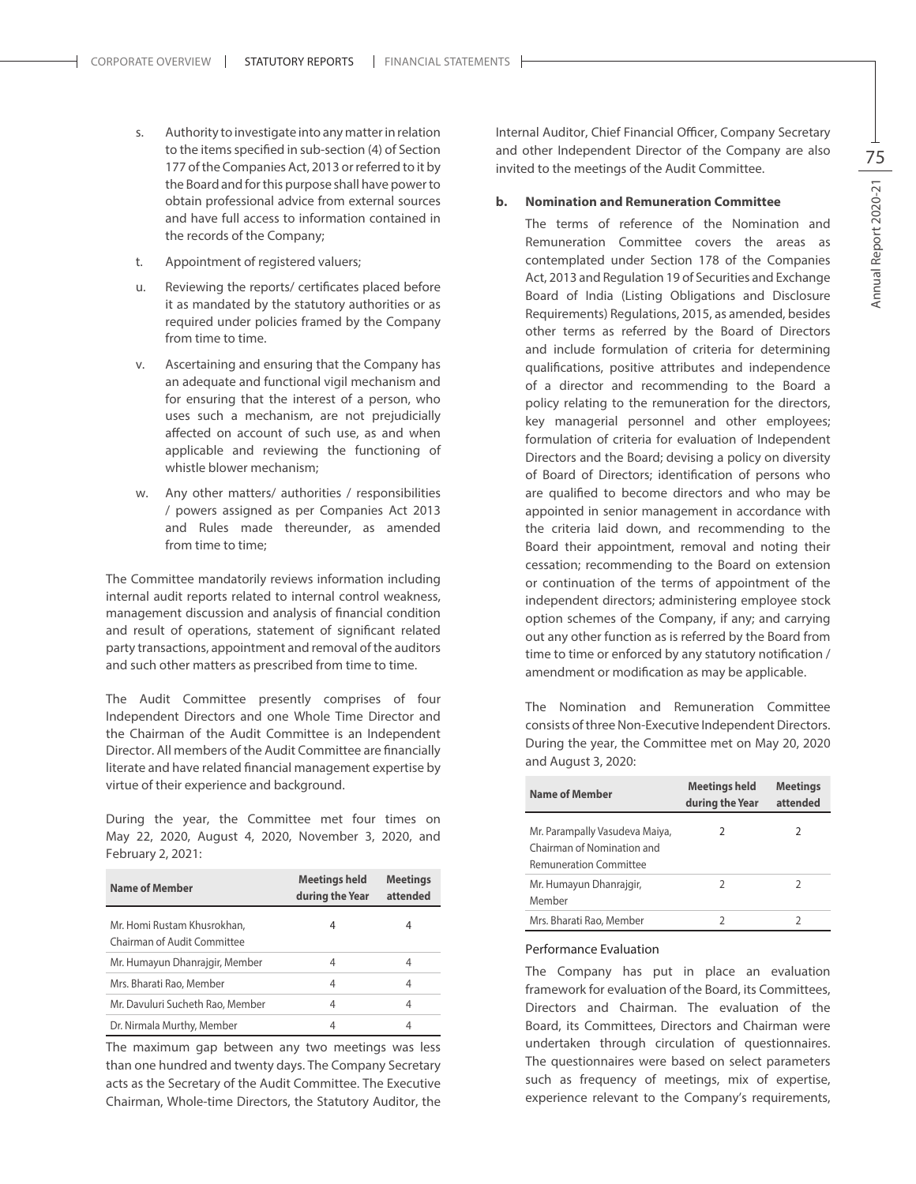s. Authority to investigate into any matter in relation to the items specified in sub-section (4) of Section 177 of the Companies Act, 2013 or referred to it by the Board and for this purpose shall have power to obtain professional advice from external sources and have full access to information contained in the records of the Company;

t. Appointment of registered valuers;

u. Reviewing the reports/ certificates placed before it as mandated by the statutory authorities or as required under policies framed by the Company from time to time.

v. Ascertaining and ensuring that the Company has an adequate and functional vigil mechanism and for ensuring that the interest of a person, who uses such a mechanism, are not prejudicially affected on account of such use, as and when applicable and reviewing the functioning of whistle blower mechanism;

w. Any other matters/ authorities / responsibilities / powers assigned as per Companies Act 2013 and Rules made thereunder, as amended from time to time;

The Committee mandatorily reviews information including internal audit reports related to internal control weakness, management discussion and analysis of financial condition and result of operations, statement of significant related party transactions, appointment and removal of the auditors and such other matters as prescribed from time to time.

The Audit Committee presently comprises of four Independent Directors and one Whole Time Director and the Chairman of the Audit Committee is an Independent Director. All members of the Audit Committee are financially literate and have related financial management expertise by virtue of their experience and background.

During the year, the Committee met four times on May 22, 2020, August 4, 2020, November 3, 2020, and February 2, 2021:

| Name of Member | Meetings held during the Year | Meetings attended |
|---|---|---|
| Mr. Homi Rustam Khusrokhan, Chairman of Audit Committee | 4 | 4 |
| Mr. Humayun Dhanrajgir, Member | 4 | 4 |
| Mrs. Bharati Rao, Member | 4 | 4 |
| Mr. Davuluri Sucheth Rao, Member | 4 | 4 |
| Dr. Nirmala Murthy, Member | 4 | 4 |

The maximum gap between any two meetings was less than one hundred and twenty days. The Company Secretary acts as the Secretary of the Audit Committee. The Executive Chairman, Whole-time Directors, the Statutory Auditor, the Internal Auditor, Chief Financial Officer, Company Secretary and other Independent Director of the Company are also invited to the meetings of the Audit Committee.

**b. Nomination and Remuneration Committee**

The terms of reference of the Nomination and Remuneration Committee covers the areas as contemplated under Section 178 of the Companies Act, 2013 and Regulation 19 of Securities and Exchange Board of India (Listing Obligations and Disclosure Requirements) Regulations, 2015, as amended, besides other terms as referred by the Board of Directors and include formulation of criteria for determining qualifications, positive attributes and independence of a director and recommending to the Board a policy relating to the remuneration for the directors, key managerial personnel and other employees; formulation of criteria for evaluation of Independent Directors and the Board; devising a policy on diversity of Board of Directors; identification of persons who are qualified to become directors and who may be appointed in senior management in accordance with the criteria laid down, and recommending to the Board their appointment, removal and noting their cessation; recommending to the Board on extension or continuation of the terms of appointment of the independent directors; administering employee stock option schemes of the Company, if any; and carrying out any other function as is referred by the Board from time to time or enforced by any statutory notification / amendment or modification as may be applicable.

The Nomination and Remuneration Committee consists of three Non-Executive Independent Directors. During the year, the Committee met on May 20, 2020 and August 3, 2020:

| Name of Member | Meetings held during the Year | Meetings attended |
|---|---|---|
| Mr. Parampally Vasudeva Maiya, Chairman of Nomination and Remuneration Committee | 2 | 2 |
| Mr. Humayun Dhanrajgir, Member | 2 | 2 |
| Mrs. Bharati Rao, Member | 2 | 2 |

Performance Evaluation

The Company has put in place an evaluation framework for evaluation of the Board, its Committees, Directors and Chairman. The evaluation of the Board, its Committees, Directors and Chairman were undertaken through circulation of questionnaires. The questionnaires were based on select parameters such as frequency of meetings, mix of expertise, experience relevant to the Company's requirements,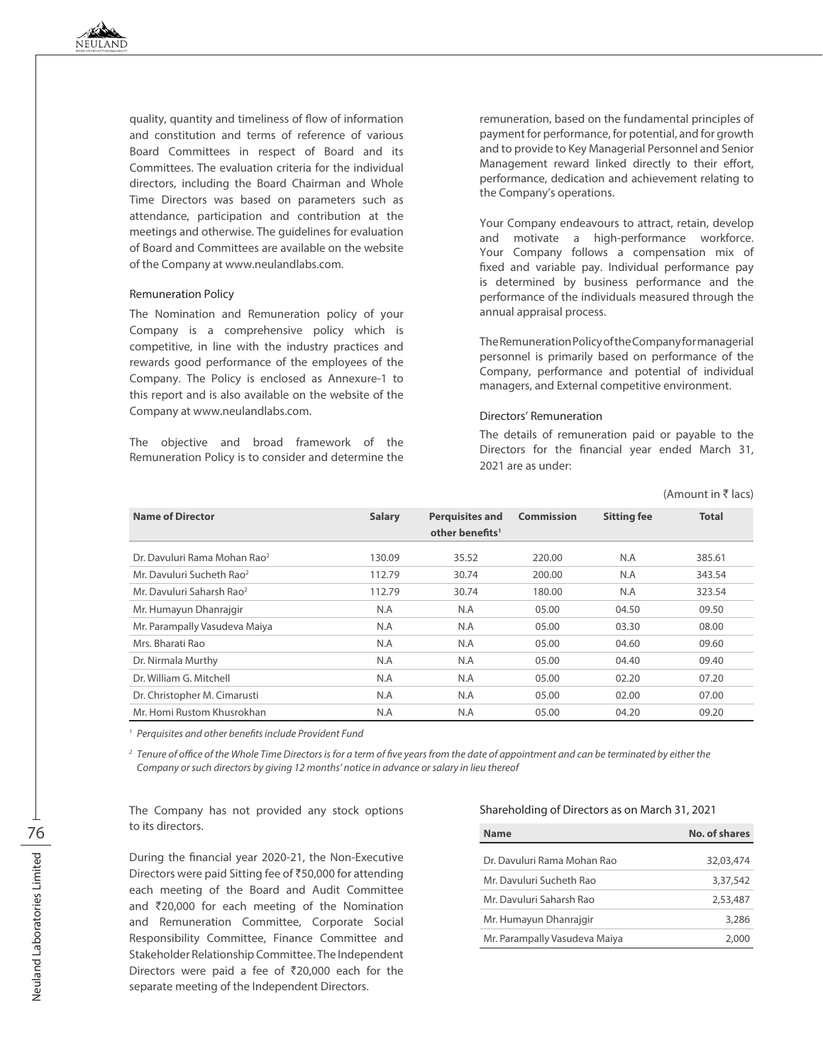quality, quantity and timeliness of flow of information and constitution and terms of reference of various Board Committees in respect of Board and its Committees. The evaluation criteria for the individual directors, including the Board Chairman and Whole Time Directors was based on parameters such as attendance, participation and contribution at the meetings and otherwise. The guidelines for evaluation of Board and Committees are available on the website of the Company at www.neulandlabs.com.

### Remuneration Policy

The Nomination and Remuneration policy of your Company is a comprehensive policy which is competitive, in line with the industry practices and rewards good performance of the employees of the Company. The Policy is enclosed as Annexure-1 to this report and is also available on the website of the Company at www.neulandlabs.com.

The objective and broad framework of the Remuneration Policy is to consider and determine the remuneration, based on the fundamental principles of payment for performance, for potential, and for growth and to provide to Key Managerial Personnel and Senior Management reward linked directly to their effort, performance, dedication and achievement relating to the Company's operations.

Your Company endeavours to attract, retain, develop and motivate a high-performance workforce. Your Company follows a compensation mix of fixed and variable pay. Individual performance pay is determined by business performance and the performance of the individuals measured through the annual appraisal process.

The Remuneration Policy of the Company for managerial personnel is primarily based on performance of the Company, performance and potential of individual managers, and External competitive environment.

### Directors' Remuneration

The details of remuneration paid or payable to the Directors for the financial year ended March 31, 2021 are as under:

(Amount in ₹ lacs)

| Name of Director | Salary | Perquisites and other benefits[1] | Commission | Sitting fee | Total |
|---|---|---|---|---|---|
| Dr. Davuluri Rama Mohan Rao[2] | 130.09 | 35.52 | 220.00 | N.A | 385.61 |
| Mr. Davuluri Sucheth Rao[2] | 112.79 | 30.74 | 200.00 | N.A | 343.54 |
| Mr. Davuluri Saharsh Rao[2] | 112.79 | 30.74 | 180.00 | N.A | 323.54 |
| Mr. Humayun Dhanrajgir | N.A | N.A | 05.00 | 04.50 | 09.50 |
| Mr. Parampally Vasudeva Maiya | N.A | N.A | 05.00 | 03.30 | 08.00 |
| Mrs. Bharati Rao | N.A | N.A | 05.00 | 04.60 | 09.60 |
| Dr. Nirmala Murthy | N.A | N.A | 05.00 | 04.40 | 09.40 |
| Dr. William G. Mitchell | N.A | N.A | 05.00 | 02.20 | 07.20 |
| Dr. Christopher M. Cimarusti | N.A | N.A | 05.00 | 02.00 | 07.00 |
| Mr. Homi Rustom Khusrokhan | N.A | N.A | 05.00 | 04.20 | 09.20 |

[1] *Perquisites and other benefits include Provident Fund*

[2] *Tenure of office of the Whole Time Directors is for a term of five years from the date of appointment and can be terminated by either the Company or such directors by giving 12 months' notice in advance or salary in lieu thereof*

The Company has not provided any stock options to its directors.

During the financial year 2020-21, the Non-Executive Directors were paid Sitting fee of ₹50,000 for attending each meeting of the Board and Audit Committee and ₹20,000 for each meeting of the Nomination and Remuneration Committee, Corporate Social Responsibility Committee, Finance Committee and Stakeholder Relationship Committee. The Independent Directors were paid a fee of ₹20,000 each for the separate meeting of the Independent Directors.

### Shareholding of Directors as on March 31, 2021

| Name | No. of shares |
|---|---|
| Dr. Davuluri Rama Mohan Rao | 32,03,474 |
| Mr. Davuluri Sucheth Rao | 3,37,542 |
| Mr. Davuluri Saharsh Rao | 2,53,487 |
| Mr. Humayun Dhanrajgir | 3,286 |
| Mr. Parampally Vasudeva Maiya | 2,000 |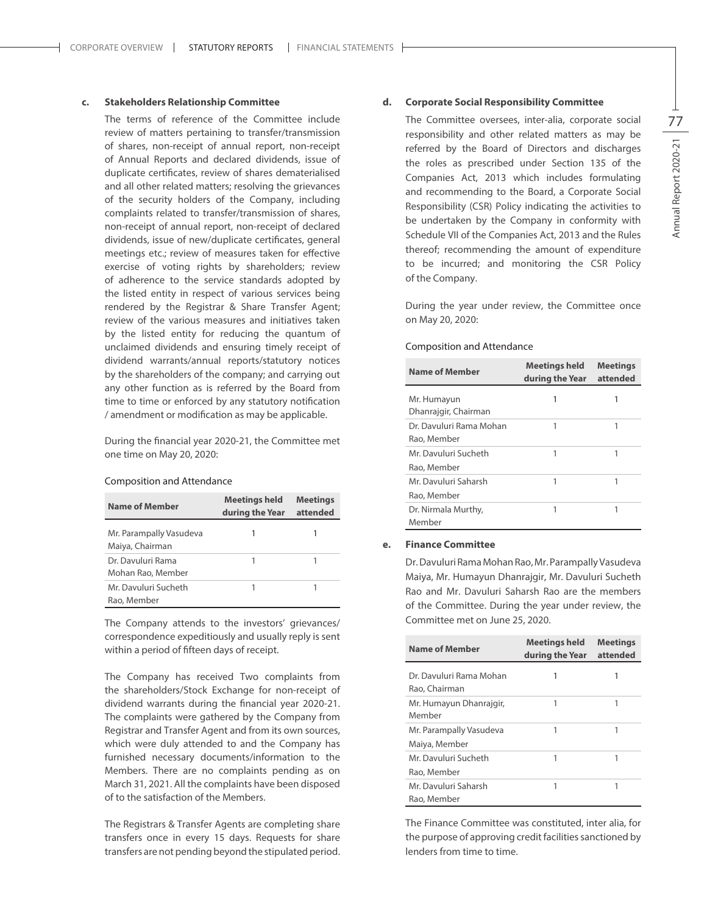### c. Stakeholders Relationship Committee

The terms of reference of the Committee include review of matters pertaining to transfer/transmission of shares, non-receipt of annual report, non-receipt of Annual Reports and declared dividends, issue of duplicate certificates, review of shares dematerialised and all other related matters; resolving the grievances of the security holders of the Company, including complaints related to transfer/transmission of shares, non-receipt of annual report, non-receipt of declared dividends, issue of new/duplicate certificates, general meetings etc.; review of measures taken for effective exercise of voting rights by shareholders; review of adherence to the service standards adopted by the listed entity in respect of various services being rendered by the Registrar & Share Transfer Agent; review of the various measures and initiatives taken by the listed entity for reducing the quantum of unclaimed dividends and ensuring timely receipt of dividend warrants/annual reports/statutory notices by the shareholders of the company; and carrying out any other function as is referred by the Board from time to time or enforced by any statutory notification / amendment or modification as may be applicable.

During the financial year 2020-21, the Committee met one time on May 20, 2020:

Composition and Attendance

| Name of Member | Meetings held during the Year | Meetings attended |
|---|---|---|
| Mr. Parampally Vasudeva Maiya, Chairman | 1 | 1 |
| Dr. Davuluri Rama Mohan Rao, Member | 1 | 1 |
| Mr. Davuluri Sucheth Rao, Member | 1 | 1 |

The Company attends to the investors' grievances/ correspondence expeditiously and usually reply is sent within a period of fifteen days of receipt.

The Company has received Two complaints from the shareholders/Stock Exchange for non-receipt of dividend warrants during the financial year 2020-21. The complaints were gathered by the Company from Registrar and Transfer Agent and from its own sources, which were duly attended to and the Company has furnished necessary documents/information to the Members. There are no complaints pending as on March 31, 2021. All the complaints have been disposed of to the satisfaction of the Members.

The Registrars & Transfer Agents are completing share transfers once in every 15 days. Requests for share transfers are not pending beyond the stipulated period.

### d. Corporate Social Responsibility Committee

The Committee oversees, inter-alia, corporate social responsibility and other related matters as may be referred by the Board of Directors and discharges the roles as prescribed under Section 135 of the Companies Act, 2013 which includes formulating and recommending to the Board, a Corporate Social Responsibility (CSR) Policy indicating the activities to be undertaken by the Company in conformity with Schedule VII of the Companies Act, 2013 and the Rules thereof; recommending the amount of expenditure to be incurred; and monitoring the CSR Policy of the Company.

During the year under review, the Committee once on May 20, 2020:

Composition and Attendance

| Name of Member | Meetings held during the Year | Meetings attended |
|---|---|---|
| Mr. Humayun Dhanrajgir, Chairman | 1 | 1 |
| Dr. Davuluri Rama Mohan Rao, Member | 1 | 1 |
| Mr. Davuluri Sucheth Rao, Member | 1 | 1 |
| Mr. Davuluri Saharsh Rao, Member | 1 | 1 |
| Dr. Nirmala Murthy, Member | 1 | 1 |

### e. Finance Committee

Dr. Davuluri Rama Mohan Rao, Mr. Parampally Vasudeva Maiya, Mr. Humayun Dhanrajgir, Mr. Davuluri Sucheth Rao and Mr. Davuluri Saharsh Rao are the members of the Committee. During the year under review, the Committee met on June 25, 2020.

| Name of Member | Meetings held during the Year | Meetings attended |
|---|---|---|
| Dr. Davuluri Rama Mohan Rao, Chairman | 1 | 1 |
| Mr. Humayun Dhanrajgir, Member | 1 | 1 |
| Mr. Parampally Vasudeva Maiya, Member | 1 | 1 |
| Mr. Davuluri Sucheth Rao, Member | 1 | 1 |
| Mr. Davuluri Saharsh Rao, Member | 1 | 1 |

The Finance Committee was constituted, inter alia, for the purpose of approving credit facilities sanctioned by lenders from time to time.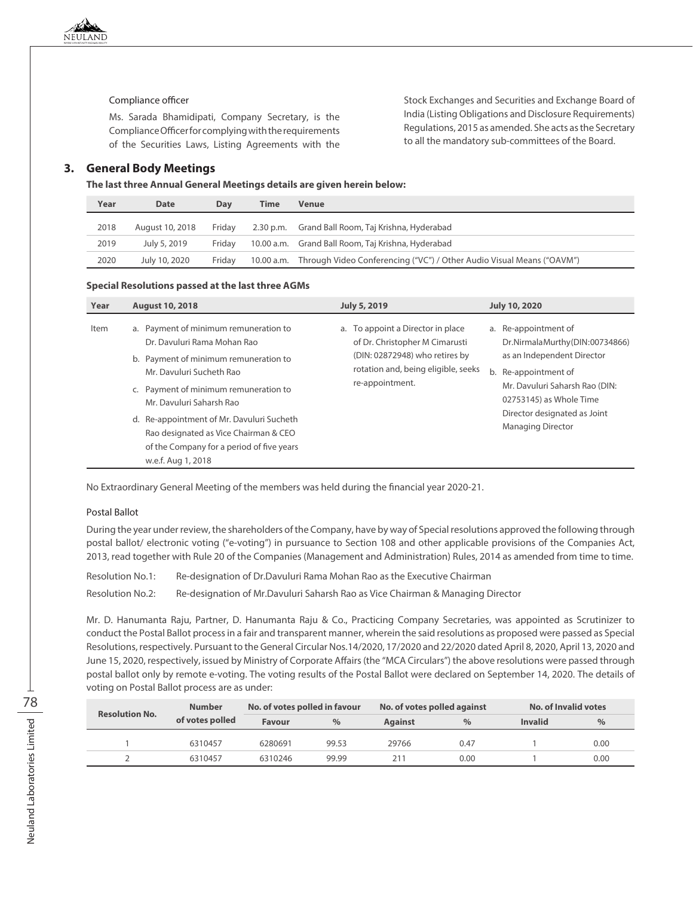Compliance officer

Ms. Sarada Bhamidipati, Company Secretary, is the Compliance Officer for complying with the requirements of the Securities Laws, Listing Agreements with the Stock Exchanges and Securities and Exchange Board of India (Listing Obligations and Disclosure Requirements) Regulations, 2015 as amended. She acts as the Secretary to all the mandatory sub-committees of the Board.

## 3. General Body Meetings

**The last three Annual General Meetings details are given herein below:**

| Year | Date | Day | Time | Venue |
|---|---|---|---|---|
| 2018 | August 10, 2018 | Friday | 2.30 p.m. | Grand Ball Room, Taj Krishna, Hyderabad |
| 2019 | July 5, 2019 | Friday | 10.00 a.m. | Grand Ball Room, Taj Krishna, Hyderabad |
| 2020 | July 10, 2020 | Friday | 10.00 a.m. | Through Video Conferencing ("VC") / Other Audio Visual Means ("OAVM") |

**Special Resolutions passed at the last three AGMs**

| Year | August 10, 2018 | July 5, 2019 | July 10, 2020 |
|---|---|---|---|
| Item | a. Payment of minimum remuneration to Dr. Davuluri Rama Mohan Rao<br>b. Payment of minimum remuneration to Mr. Davuluri Sucheth Rao<br>c. Payment of minimum remuneration to Mr. Davuluri Saharsh Rao<br>d. Re-appointment of Mr. Davuluri Sucheth Rao designated as Vice Chairman & CEO of the Company for a period of five years w.e.f. Aug 1, 2018 | a. To appoint a Director in place of Dr. Christopher M Cimarusti (DIN: 02872948) who retires by rotation and, being eligible, seeks re-appointment. | a. Re-appointment of Dr.NirmalaMurthy(DIN:00734866) as an Independent Director<br>b. Re-appointment of Mr. Davuluri Saharsh Rao (DIN: 02753145) as Whole Time Director designated as Joint Managing Director |

No Extraordinary General Meeting of the members was held during the financial year 2020-21.

Postal Ballot

During the year under review, the shareholders of the Company, have by way of Special resolutions approved the following through postal ballot/ electronic voting ("e-voting") in pursuance to Section 108 and other applicable provisions of the Companies Act, 2013, read together with Rule 20 of the Companies (Management and Administration) Rules, 2014 as amended from time to time.

Resolution No.1: Re-designation of Dr.Davuluri Rama Mohan Rao as the Executive Chairman

Resolution No.2: Re-designation of Mr.Davuluri Saharsh Rao as Vice Chairman & Managing Director

Mr. D. Hanumanta Raju, Partner, D. Hanumanta Raju & Co., Practicing Company Secretaries, was appointed as Scrutinizer to conduct the Postal Ballot process in a fair and transparent manner, wherein the said resolutions as proposed were passed as Special Resolutions, respectively. Pursuant to the General Circular Nos.14/2020, 17/2020 and 22/2020 dated April 8, 2020, April 13, 2020 and June 15, 2020, respectively, issued by Ministry of Corporate Affairs (the "MCA Circulars") the above resolutions were passed through postal ballot only by remote e-voting. The voting results of the Postal Ballot were declared on September 14, 2020. The details of voting on Postal Ballot process are as under:

| Resolution No. | Number of votes polled | No. of votes polled in favour | | No. of votes polled against | | No. of Invalid votes | |
|---|---|---|---|---|---|---|---|
| | | Favour | % | Against | % | Invalid | % |
| 1 | 6310457 | 6280691 | 99.53 | 29766 | 0.47 | 1 | 0.00 |
| 2 | 6310457 | 6310246 | 99.99 | 211 | 0.00 | 1 | 0.00 |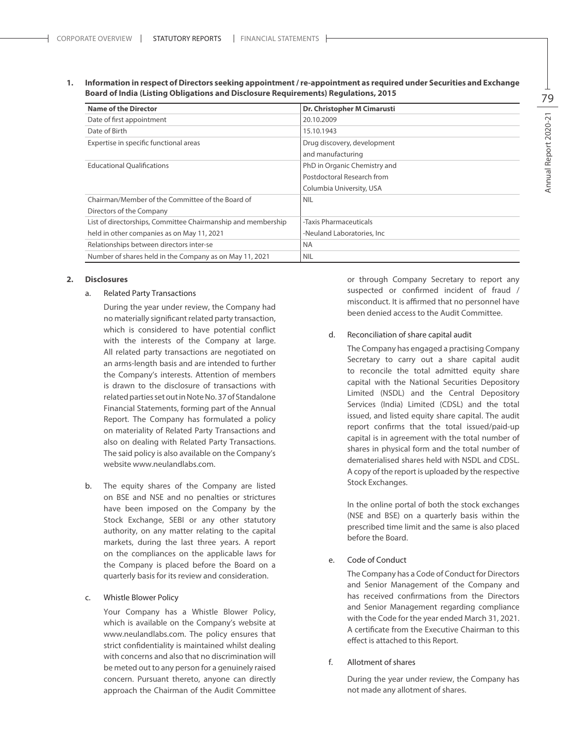1. **Information in respect of Directors seeking appointment / re-appointment as required under Securities and Exchange Board of India (Listing Obligations and Disclosure Requirements) Regulations, 2015**

| Name of the Director | Dr. Christopher M Cimarusti |
|---|---|
| Date of first appointment | 20.10.2009 |
| Date of Birth | 15.10.1943 |
| Expertise in specific functional areas | Drug discovery, development and manufacturing |
| Educational Qualifications | PhD in Organic Chemistry and Postdoctoral Research from Columbia University, USA |
| Chairman/Member of the Committee of the Board of Directors of the Company | NIL |
| List of directorships, Committee Chairmanship and membership held in other companies as on May 11, 2021 | -Taxis Pharmaceuticals<br>-Neuland Laboratories, Inc |
| Relationships between directors inter-se | NA |
| Number of shares held in the Company as on May 11, 2021 | NIL |

2. **Disclosures**

   a. Related Party Transactions

   During the year under review, the Company had no materially significant related party transaction, which is considered to have potential conflict with the interests of the Company at large. All related party transactions are negotiated on an arms-length basis and are intended to further the Company's interests. Attention of members is drawn to the disclosure of transactions with related parties set out in Note No. 37 of Standalone Financial Statements, forming part of the Annual Report. The Company has formulated a policy on materiality of Related Party Transactions and also on dealing with Related Party Transactions. The said policy is also available on the Company's website www.neulandlabs.com.

   b. The equity shares of the Company are listed on BSE and NSE and no penalties or strictures have been imposed on the Company by the Stock Exchange, SEBI or any other statutory authority, on any matter relating to the capital markets, during the last three years. A report on the compliances on the applicable laws for the Company is placed before the Board on a quarterly basis for its review and consideration.

   c. Whistle Blower Policy

   Your Company has a Whistle Blower Policy, which is available on the Company's website at www.neulandlabs.com. The policy ensures that strict confidentiality is maintained whilst dealing with concerns and also that no discrimination will be meted out to any person for a genuinely raised concern. Pursuant thereto, anyone can directly approach the Chairman of the Audit Committee or through Company Secretary to report any suspected or confirmed incident of fraud / misconduct. It is affirmed that no personnel have been denied access to the Audit Committee.

   d. Reconciliation of share capital audit

   The Company has engaged a practising Company Secretary to carry out a share capital audit to reconcile the total admitted equity share capital with the National Securities Depository Limited (NSDL) and the Central Depository Services (India) Limited (CDSL) and the total issued, and listed equity share capital. The audit report confirms that the total issued/paid-up capital is in agreement with the total number of shares in physical form and the total number of dematerialised shares held with NSDL and CDSL. A copy of the report is uploaded by the respective Stock Exchanges.

   In the online portal of both the stock exchanges (NSE and BSE) on a quarterly basis within the prescribed time limit and the same is also placed before the Board.

   e. Code of Conduct

   The Company has a Code of Conduct for Directors and Senior Management of the Company and has received confirmations from the Directors and Senior Management regarding compliance with the Code for the year ended March 31, 2021. A certificate from the Executive Chairman to this effect is attached to this Report.

   f. Allotment of shares

   During the year under review, the Company has not made any allotment of shares.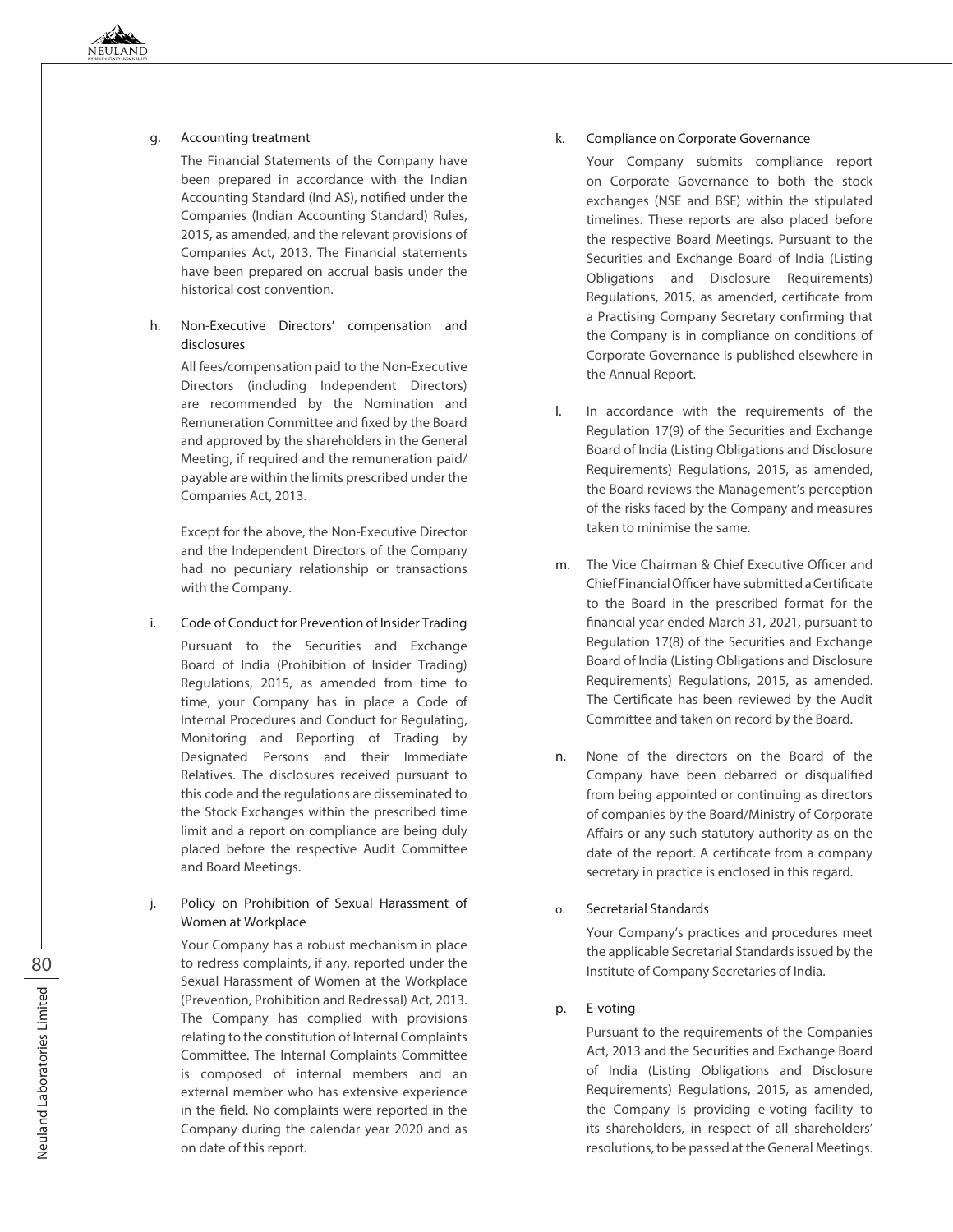g. Accounting treatment

The Financial Statements of the Company have been prepared in accordance with the Indian Accounting Standard (Ind AS), notified under the Companies (Indian Accounting Standard) Rules, 2015, as amended, and the relevant provisions of Companies Act, 2013. The Financial statements have been prepared on accrual basis under the historical cost convention.

h. Non-Executive Directors' compensation and disclosures

All fees/compensation paid to the Non-Executive Directors (including Independent Directors) are recommended by the Nomination and Remuneration Committee and fixed by the Board and approved by the shareholders in the General Meeting, if required and the remuneration paid/ payable are within the limits prescribed under the Companies Act, 2013.

Except for the above, the Non-Executive Director and the Independent Directors of the Company had no pecuniary relationship or transactions with the Company.

i. Code of Conduct for Prevention of Insider Trading

Pursuant to the Securities and Exchange Board of India (Prohibition of Insider Trading) Regulations, 2015, as amended from time to time, your Company has in place a Code of Internal Procedures and Conduct for Regulating, Monitoring and Reporting of Trading by Designated Persons and their Immediate Relatives. The disclosures received pursuant to this code and the regulations are disseminated to the Stock Exchanges within the prescribed time limit and a report on compliance are being duly placed before the respective Audit Committee and Board Meetings.

j. Policy on Prohibition of Sexual Harassment of Women at Workplace

Your Company has a robust mechanism in place to redress complaints, if any, reported under the Sexual Harassment of Women at the Workplace (Prevention, Prohibition and Redressal) Act, 2013. The Company has complied with provisions relating to the constitution of Internal Complaints Committee. The Internal Complaints Committee is composed of internal members and an external member who has extensive experience in the field. No complaints were reported in the Company during the calendar year 2020 and as on date of this report.

k. Compliance on Corporate Governance

Your Company submits compliance report on Corporate Governance to both the stock exchanges (NSE and BSE) within the stipulated timelines. These reports are also placed before the respective Board Meetings. Pursuant to the Securities and Exchange Board of India (Listing Obligations and Disclosure Requirements) Regulations, 2015, as amended, certificate from a Practising Company Secretary confirming that the Company is in compliance on conditions of Corporate Governance is published elsewhere in the Annual Report.

l. In accordance with the requirements of the Regulation 17(9) of the Securities and Exchange Board of India (Listing Obligations and Disclosure Requirements) Regulations, 2015, as amended, the Board reviews the Management's perception of the risks faced by the Company and measures taken to minimise the same.

m. The Vice Chairman & Chief Executive Officer and Chief Financial Officer have submitted a Certificate to the Board in the prescribed format for the financial year ended March 31, 2021, pursuant to Regulation 17(8) of the Securities and Exchange Board of India (Listing Obligations and Disclosure Requirements) Regulations, 2015, as amended. The Certificate has been reviewed by the Audit Committee and taken on record by the Board.

n. None of the directors on the Board of the Company have been debarred or disqualified from being appointed or continuing as directors of companies by the Board/Ministry of Corporate Affairs or any such statutory authority as on the date of the report. A certificate from a company secretary in practice is enclosed in this regard.

o. Secretarial Standards

Your Company's practices and procedures meet the applicable Secretarial Standards issued by the Institute of Company Secretaries of India.

p. E-voting

Pursuant to the requirements of the Companies Act, 2013 and the Securities and Exchange Board of India (Listing Obligations and Disclosure Requirements) Regulations, 2015, as amended, the Company is providing e-voting facility to its shareholders, in respect of all shareholders' resolutions, to be passed at the General Meetings.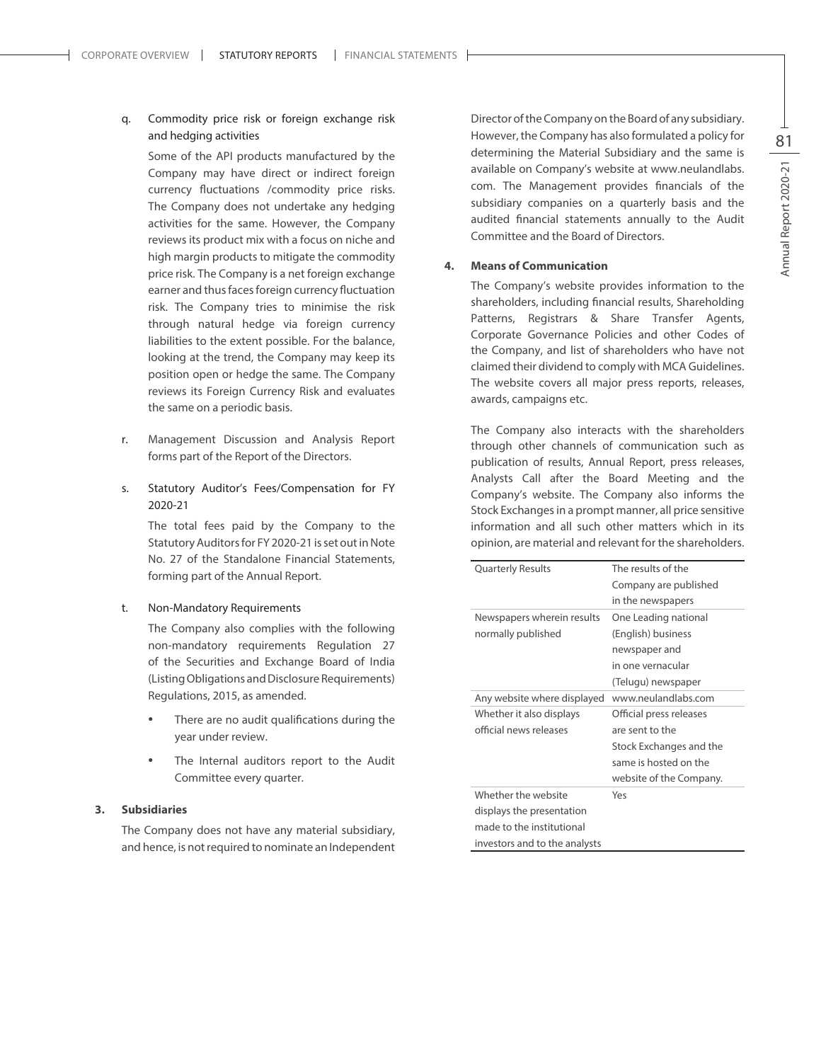q. Commodity price risk or foreign exchange risk and hedging activities

Some of the API products manufactured by the Company may have direct or indirect foreign currency fluctuations /commodity price risks. The Company does not undertake any hedging activities for the same. However, the Company reviews its product mix with a focus on niche and high margin products to mitigate the commodity price risk. The Company is a net foreign exchange earner and thus faces foreign currency fluctuation risk. The Company tries to minimise the risk through natural hedge via foreign currency liabilities to the extent possible. For the balance, looking at the trend, the Company may keep its position open or hedge the same. The Company reviews its Foreign Currency Risk and evaluates the same on a periodic basis.

r. Management Discussion and Analysis Report forms part of the Report of the Directors.

s. Statutory Auditor's Fees/Compensation for FY 2020-21

The total fees paid by the Company to the Statutory Auditors for FY 2020-21 is set out in Note No. 27 of the Standalone Financial Statements, forming part of the Annual Report.

t. Non-Mandatory Requirements

The Company also complies with the following non-mandatory requirements Regulation 27 of the Securities and Exchange Board of India (Listing Obligations and Disclosure Requirements) Regulations, 2015, as amended.

- There are no audit qualifications during the year under review.
- The Internal auditors report to the Audit Committee every quarter.

**3. Subsidiaries**

The Company does not have any material subsidiary, and hence, is not required to nominate an Independent Director of the Company on the Board of any subsidiary. However, the Company has also formulated a policy for determining the Material Subsidiary and the same is available on Company's website at www.neulandlabs.com. The Management provides financials of the subsidiary companies on a quarterly basis and the audited financial statements annually to the Audit Committee and the Board of Directors.

**4. Means of Communication**

The Company's website provides information to the shareholders, including financial results, Shareholding Patterns, Registrars & Share Transfer Agents, Corporate Governance Policies and other Codes of the Company, and list of shareholders who have not claimed their dividend to comply with MCA Guidelines. The website covers all major press reports, releases, awards, campaigns etc.

The Company also interacts with the shareholders through other channels of communication such as publication of results, Annual Report, press releases, Analysts Call after the Board Meeting and the Company's website. The Company also informs the Stock Exchanges in a prompt manner, all price sensitive information and all such other matters which in its opinion, are material and relevant for the shareholders.

| | |
|---|---|
| Quarterly Results | The results of the Company are published in the newspapers |
| Newspapers wherein results normally published | One Leading national (English) business newspaper and in one vernacular (Telugu) newspaper |
| Any website where displayed | www.neulandlabs.com |
| Whether it also displays official news releases | Official press releases are sent to the Stock Exchanges and the same is hosted on the website of the Company. |
| Whether the website displays the presentation made to the institutional investors and to the analysts | Yes |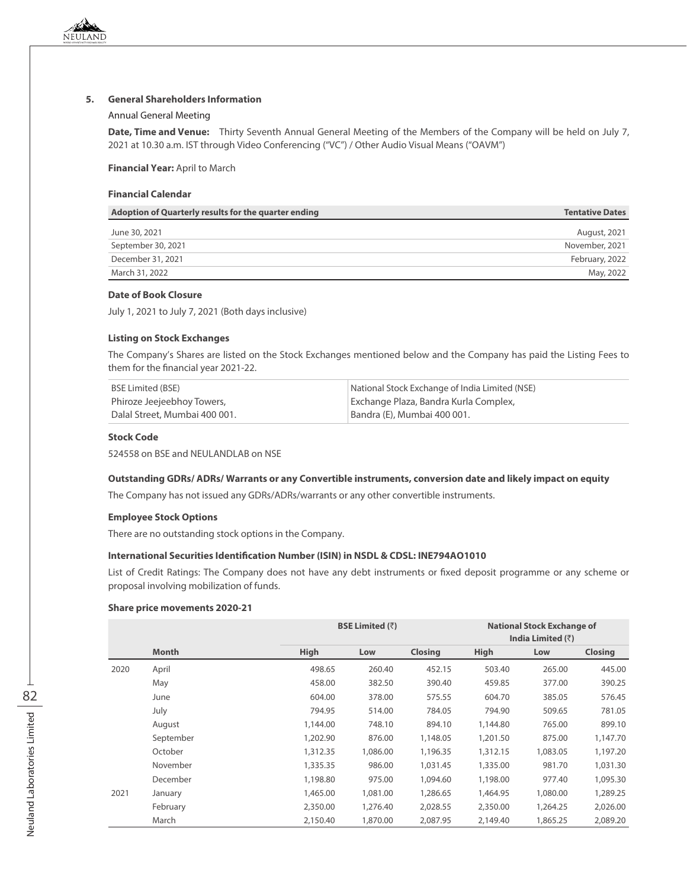## 5. General Shareholders Information

Annual General Meeting

**Date, Time and Venue:** Thirty Seventh Annual General Meeting of the Members of the Company will be held on July 7, 2021 at 10.30 a.m. IST through Video Conferencing ("VC") / Other Audio Visual Means ("OAVM")

**Financial Year:** April to March

**Financial Calendar**

| Adoption of Quarterly results for the quarter ending | Tentative Dates |
|---|---|
| June 30, 2021 | August, 2021 |
| September 30, 2021 | November, 2021 |
| December 31, 2021 | February, 2022 |
| March 31, 2022 | May, 2022 |

**Date of Book Closure**

July 1, 2021 to July 7, 2021 (Both days inclusive)

**Listing on Stock Exchanges**

The Company's Shares are listed on the Stock Exchanges mentioned below and the Company has paid the Listing Fees to them for the financial year 2021-22.

| BSE Limited (BSE) | National Stock Exchange of India Limited (NSE) |
|---|---|
| Phiroze Jeejeebhoy Towers, | Exchange Plaza, Bandra Kurla Complex, |
| Dalal Street, Mumbai 400 001. | Bandra (E), Mumbai 400 001. |

**Stock Code**

524558 on BSE and NEULANDLAB on NSE

**Outstanding GDRs/ ADRs/ Warrants or any Convertible instruments, conversion date and likely impact on equity**

The Company has not issued any GDRs/ADRs/warrants or any other convertible instruments.

**Employee Stock Options**

There are no outstanding stock options in the Company.

**International Securities Identification Number (ISIN) in NSDL & CDSL: INE794AO1010**

List of Credit Ratings: The Company does not have any debt instruments or fixed deposit programme or any scheme or proposal involving mobilization of funds.

**Share price movements 2020-21**

| | | BSE Limited (₹) | | | National Stock Exchange of India Limited (₹) | | |
|---|---|---|---|---|---|---|---|
| | Month | High | Low | Closing | High | Low | Closing |
| 2020 | April | 498.65 | 260.40 | 452.15 | 503.40 | 265.00 | 445.00 |
| | May | 458.00 | 382.50 | 390.40 | 459.85 | 377.00 | 390.25 |
| | June | 604.00 | 378.00 | 575.55 | 604.70 | 385.05 | 576.45 |
| | July | 794.95 | 514.00 | 784.05 | 794.90 | 509.65 | 781.05 |
| | August | 1,144.00 | 748.10 | 894.10 | 1,144.80 | 765.00 | 899.10 |
| | September | 1,202.90 | 876.00 | 1,148.05 | 1,201.50 | 875.00 | 1,147.70 |
| | October | 1,312.35 | 1,086.00 | 1,196.35 | 1,312.15 | 1,083.05 | 1,197.20 |
| | November | 1,335.35 | 986.00 | 1,031.45 | 1,335.00 | 981.70 | 1,031.30 |
| | December | 1,198.80 | 975.00 | 1,094.60 | 1,198.00 | 977.40 | 1,095.30 |
| 2021 | January | 1,465.00 | 1,081.00 | 1,286.65 | 1,464.95 | 1,080.00 | 1,289.25 |
| | February | 2,350.00 | 1,276.40 | 2,028.55 | 2,350.00 | 1,264.25 | 2,026.00 |
| | March | 2,150.40 | 1,870.00 | 2,087.95 | 2,149.40 | 1,865.25 | 2,089.20 |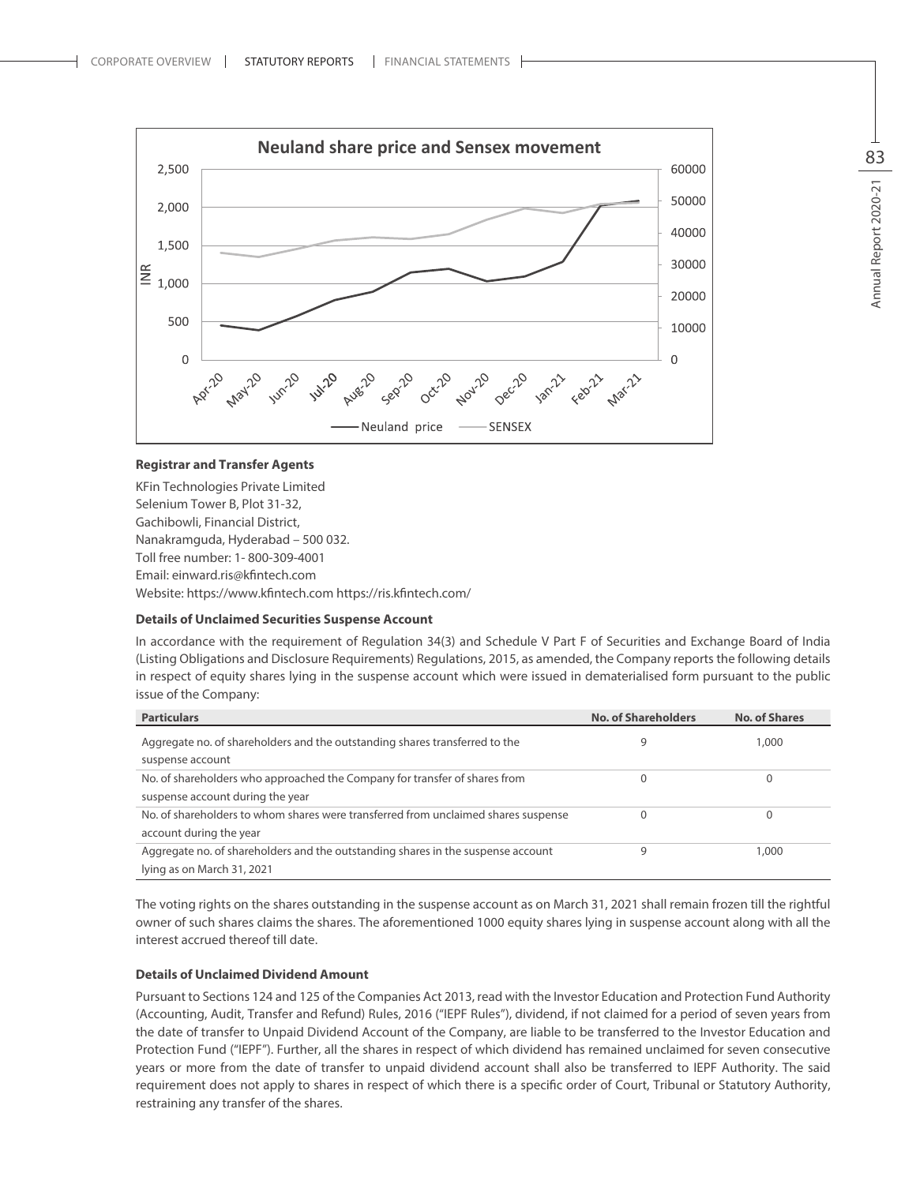**Neuland share price and Sensex movement**

| | Apr-20 | May-20 | Jun-20 | Jul-20 | Aug-20 | Sep-20 | Oct-20 | Nov-20 | Dec-20 | Jan-21 | Feb-21 | Mar-21 |
|---|---|---|---|---|---|---|---|---|---|---|---|---|

— Neuland price —— SENSEX

**Registrar and Transfer Agents**

KFin Technologies Private Limited
Selenium Tower B, Plot 31-32,
Gachibowli, Financial District,
Nanakramguda, Hyderabad – 500 032.
Toll free number: 1- 800-309-4001
Email: einward.ris@kfintech.com
Website: https://www.kfintech.com https://ris.kfintech.com/

**Details of Unclaimed Securities Suspense Account**

In accordance with the requirement of Regulation 34(3) and Schedule V Part F of Securities and Exchange Board of India (Listing Obligations and Disclosure Requirements) Regulations, 2015, as amended, the Company reports the following details in respect of equity shares lying in the suspense account which were issued in dematerialised form pursuant to the public issue of the Company:

| Particulars | No. of Shareholders | No. of Shares |
|---|---|---|
| Aggregate no. of shareholders and the outstanding shares transferred to the suspense account | 9 | 1,000 |
| No. of shareholders who approached the Company for transfer of shares from suspense account during the year | 0 | 0 |
| No. of shareholders to whom shares were transferred from unclaimed shares suspense account during the year | 0 | 0 |
| Aggregate no. of shareholders and the outstanding shares in the suspense account lying as on March 31, 2021 | 9 | 1,000 |

The voting rights on the shares outstanding in the suspense account as on March 31, 2021 shall remain frozen till the rightful owner of such shares claims the shares. The aforementioned 1000 equity shares lying in suspense account along with all the interest accrued thereof till date.

**Details of Unclaimed Dividend Amount**

Pursuant to Sections 124 and 125 of the Companies Act 2013, read with the Investor Education and Protection Fund Authority (Accounting, Audit, Transfer and Refund) Rules, 2016 ("IEPF Rules"), dividend, if not claimed for a period of seven years from the date of transfer to Unpaid Dividend Account of the Company, are liable to be transferred to the Investor Education and Protection Fund ("IEPF"). Further, all the shares in respect of which dividend has remained unclaimed for seven consecutive years or more from the date of transfer to unpaid dividend account shall also be transferred to IEPF Authority. The said requirement does not apply to shares in respect of which there is a specific order of Court, Tribunal or Statutory Authority, restraining any transfer of the shares.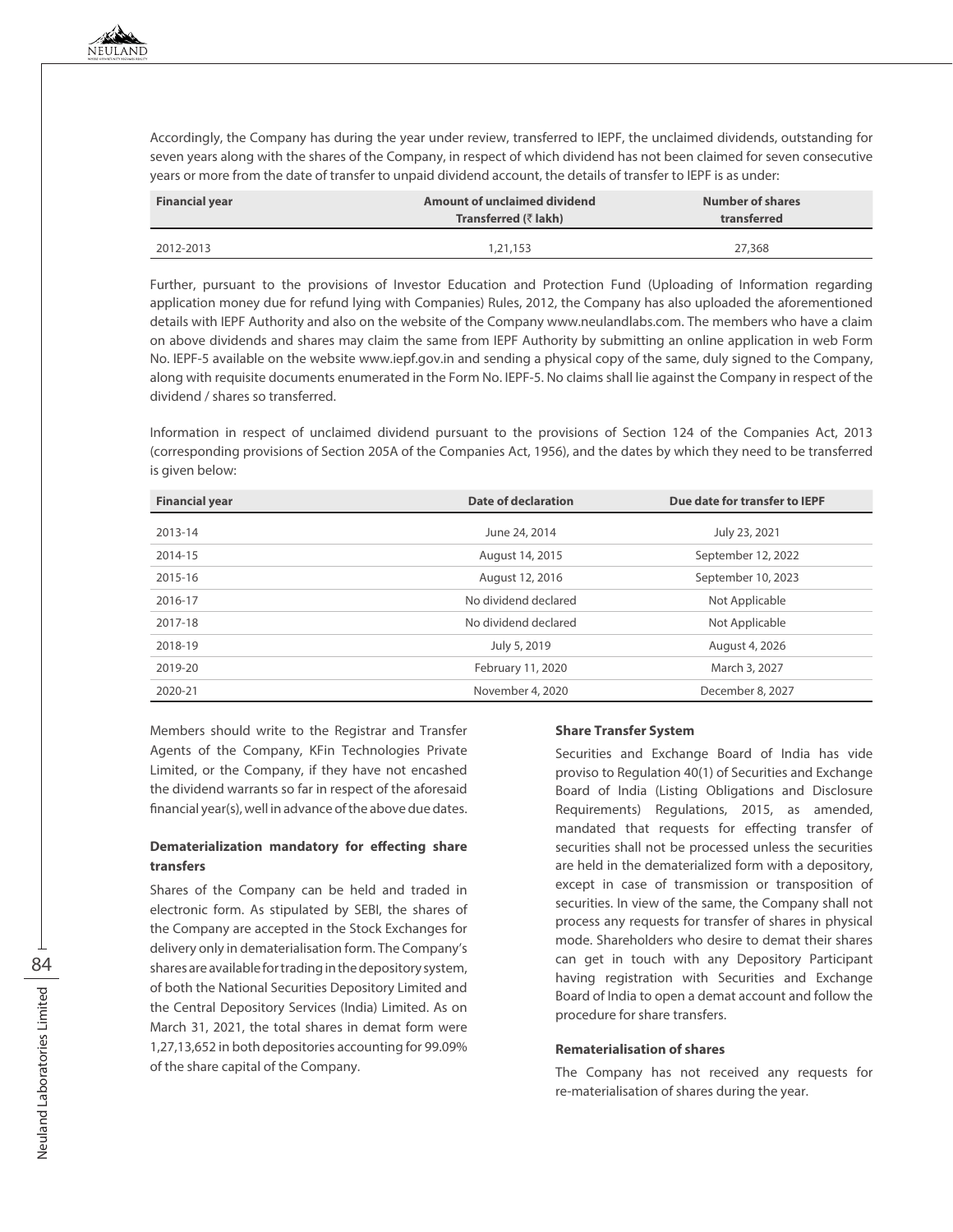Accordingly, the Company has during the year under review, transferred to IEPF, the unclaimed dividends, outstanding for seven years along with the shares of the Company, in respect of which dividend has not been claimed for seven consecutive years or more from the date of transfer to unpaid dividend account, the details of transfer to IEPF is as under:

| Financial year | Amount of unclaimed dividend Transferred (₹ lakh) | Number of shares transferred |
|---|---|---|
| 2012-2013 | 1,21,153 | 27,368 |

Further, pursuant to the provisions of Investor Education and Protection Fund (Uploading of Information regarding application money due for refund lying with Companies) Rules, 2012, the Company has also uploaded the aforementioned details with IEPF Authority and also on the website of the Company www.neulandlabs.com. The members who have a claim on above dividends and shares may claim the same from IEPF Authority by submitting an online application in web Form No. IEPF-5 available on the website www.iepf.gov.in and sending a physical copy of the same, duly signed to the Company, along with requisite documents enumerated in the Form No. IEPF-5. No claims shall lie against the Company in respect of the dividend / shares so transferred.

Information in respect of unclaimed dividend pursuant to the provisions of Section 124 of the Companies Act, 2013 (corresponding provisions of Section 205A of the Companies Act, 1956), and the dates by which they need to be transferred is given below:

| Financial year | Date of declaration | Due date for transfer to IEPF |
|---|---|---|
| 2013-14 | June 24, 2014 | July 23, 2021 |
| 2014-15 | August 14, 2015 | September 12, 2022 |
| 2015-16 | August 12, 2016 | September 10, 2023 |
| 2016-17 | No dividend declared | Not Applicable |
| 2017-18 | No dividend declared | Not Applicable |
| 2018-19 | July 5, 2019 | August 4, 2026 |
| 2019-20 | February 11, 2020 | March 3, 2027 |
| 2020-21 | November 4, 2020 | December 8, 2027 |

Members should write to the Registrar and Transfer Agents of the Company, KFin Technologies Private Limited, or the Company, if they have not encashed the dividend warrants so far in respect of the aforesaid financial year(s), well in advance of the above due dates.

**Dematerialization mandatory for effecting share transfers**

Shares of the Company can be held and traded in electronic form. As stipulated by SEBI, the shares of the Company are accepted in the Stock Exchanges for delivery only in dematerialisation form. The Company's shares are available for trading in the depository system, of both the National Securities Depository Limited and the Central Depository Services (India) Limited. As on March 31, 2021, the total shares in demat form were 1,27,13,652 in both depositories accounting for 99.09% of the share capital of the Company.

**Share Transfer System**

Securities and Exchange Board of India has vide proviso to Regulation 40(1) of Securities and Exchange Board of India (Listing Obligations and Disclosure Requirements) Regulations, 2015, as amended, mandated that requests for effecting transfer of securities shall not be processed unless the securities are held in the dematerialized form with a depository, except in case of transmission or transposition of securities. In view of the same, the Company shall not process any requests for transfer of shares in physical mode. Shareholders who desire to demat their shares can get in touch with any Depository Participant having registration with Securities and Exchange Board of India to open a demat account and follow the procedure for share transfers.

**Rematerialisation of shares**

The Company has not received any requests for re-materialisation of shares during the year.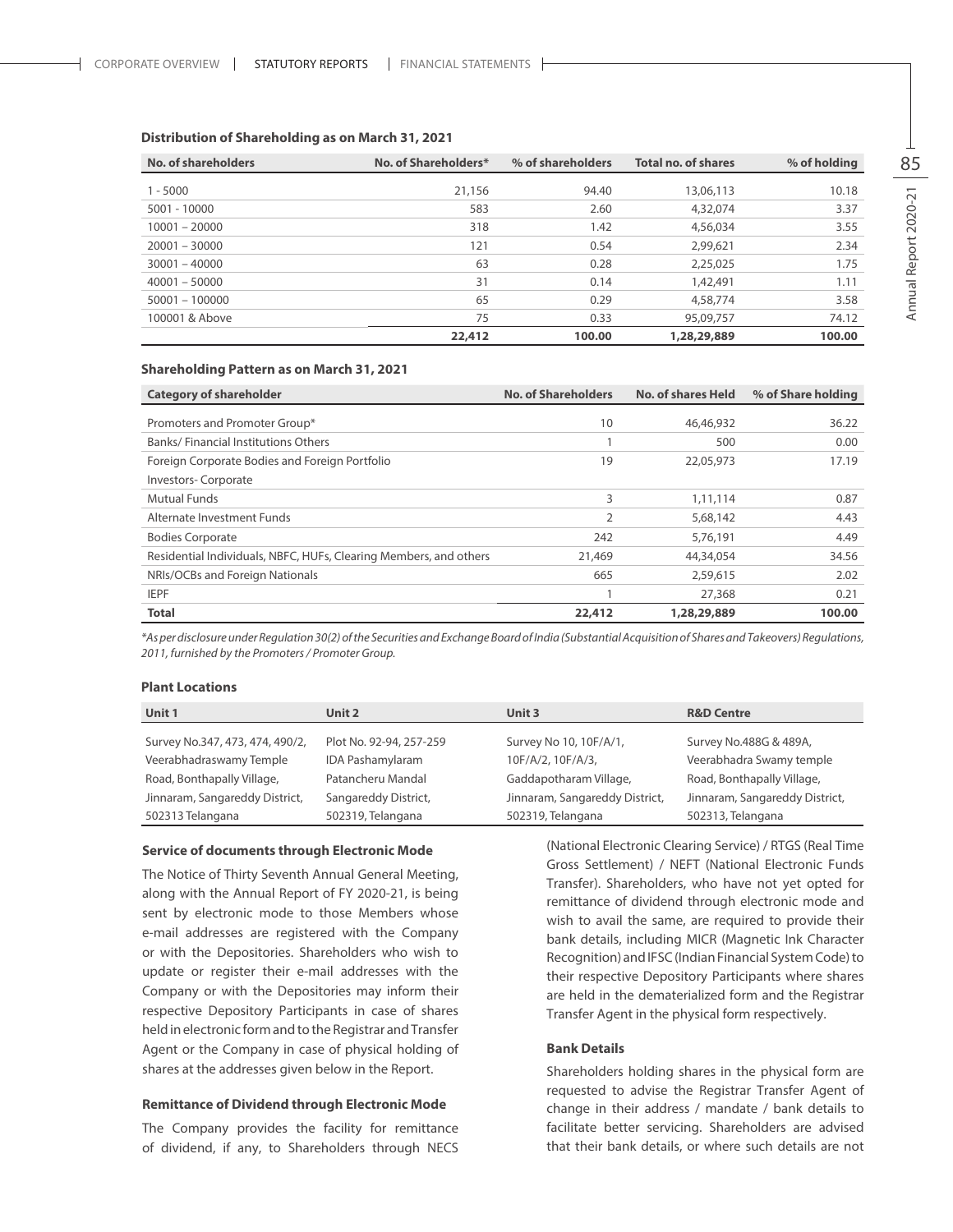### Distribution of Shareholding as on March 31, 2021

| No. of shareholders | No. of Shareholders* | % of shareholders | Total no. of shares | % of holding |
|---|---|---|---|---|
| 1 - 5000 | 21,156 | 94.40 | 13,06,113 | 10.18 |
| 5001 - 10000 | 583 | 2.60 | 4,32,074 | 3.37 |
| 10001 – 20000 | 318 | 1.42 | 4,56,034 | 3.55 |
| 20001 – 30000 | 121 | 0.54 | 2,99,621 | 2.34 |
| 30001 – 40000 | 63 | 0.28 | 2,25,025 | 1.75 |
| 40001 – 50000 | 31 | 0.14 | 1,42,491 | 1.11 |
| 50001 – 100000 | 65 | 0.29 | 4,58,774 | 3.58 |
| 100001 & Above | 75 | 0.33 | 95,09,757 | 74.12 |
| | **22,412** | **100.00** | **1,28,29,889** | **100.00** |

### Shareholding Pattern as on March 31, 2021

| Category of shareholder | No. of Shareholders | No. of shares Held | % of Share holding |
|---|---|---|---|
| Promoters and Promoter Group* | 10 | 46,46,932 | 36.22 |
| Banks/ Financial Institutions Others | 1 | 500 | 0.00 |
| Foreign Corporate Bodies and Foreign Portfolio Investors- Corporate | 19 | 22,05,973 | 17.19 |
| Mutual Funds | 3 | 1,11,114 | 0.87 |
| Alternate Investment Funds | 2 | 5,68,142 | 4.43 |
| Bodies Corporate | 242 | 5,76,191 | 4.49 |
| Residential Individuals, NBFC, HUFs, Clearing Members, and others | 21,469 | 44,34,054 | 34.56 |
| NRIs/OCBs and Foreign Nationals | 665 | 2,59,615 | 2.02 |
| IEPF | 1 | 27,368 | 0.21 |
| **Total** | **22,412** | **1,28,29,889** | **100.00** |

*\*As per disclosure under Regulation 30(2) of the Securities and Exchange Board of India (Substantial Acquisition of Shares and Takeovers) Regulations, 2011, furnished by the Promoters / Promoter Group.*

### Plant Locations

| Unit 1 | Unit 2 | Unit 3 | R&D Centre |
|---|---|---|---|
| Survey No.347, 473, 474, 490/2, Veerabhadraswamy Temple Road, Bonthapally Village, Jinnaram, Sangareddy District, 502313 Telangana | Plot No. 92-94, 257-259 IDA Pashamylaram Patancheru Mandal Sangareddy District, 502319, Telangana | Survey No 10, 10F/A/1, 10F/A/2, 10F/A/3, Gaddapotharam Village, Jinnaram, Sangareddy District, 502319, Telangana | Survey No.488G & 489A, Veerabhadra Swamy temple Road, Bonthapally Village, Jinnaram, Sangareddy District, 502313, Telangana |

### Service of documents through Electronic Mode

The Notice of Thirty Seventh Annual General Meeting, along with the Annual Report of FY 2020-21, is being sent by electronic mode to those Members whose e-mail addresses are registered with the Company or with the Depositories. Shareholders who wish to update or register their e-mail addresses with the Company or with the Depositories may inform their respective Depository Participants in case of shares held in electronic form and to the Registrar and Transfer Agent or the Company in case of physical holding of shares at the addresses given below in the Report.

### Remittance of Dividend through Electronic Mode

The Company provides the facility for remittance of dividend, if any, to Shareholders through NECS (National Electronic Clearing Service) / RTGS (Real Time Gross Settlement) / NEFT (National Electronic Funds Transfer). Shareholders, who have not yet opted for remittance of dividend through electronic mode and wish to avail the same, are required to provide their bank details, including MICR (Magnetic Ink Character Recognition) and IFSC (Indian Financial System Code) to their respective Depository Participants where shares are held in the dematerialized form and the Registrar Transfer Agent in the physical form respectively.

### Bank Details

Shareholders holding shares in the physical form are requested to advise the Registrar Transfer Agent of change in their address / mandate / bank details to facilitate better servicing. Shareholders are advised that their bank details, or where such details are not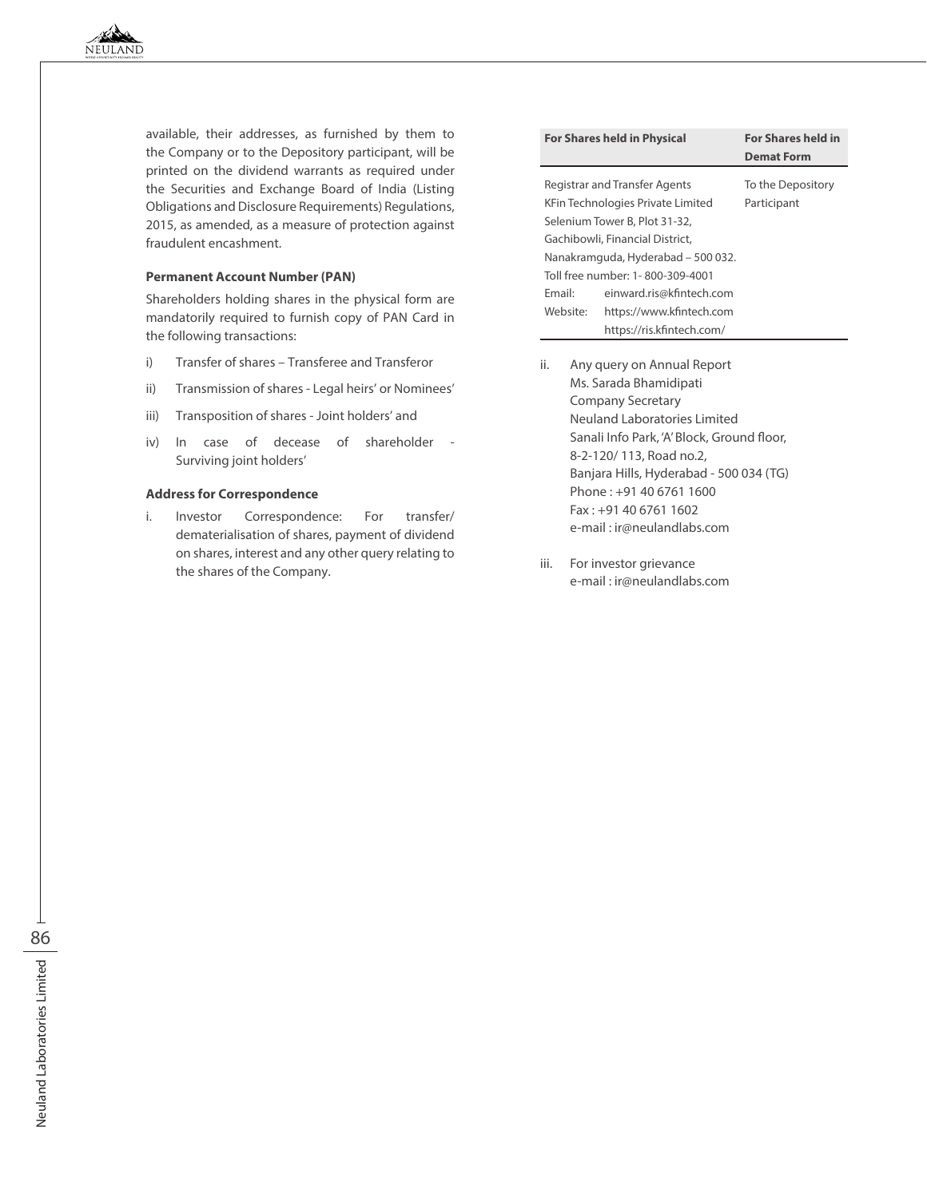available, their addresses, as furnished by them to the Company or to the Depository participant, will be printed on the dividend warrants as required under the Securities and Exchange Board of India (Listing Obligations and Disclosure Requirements) Regulations, 2015, as amended, as a measure of protection against fraudulent encashment.

**Permanent Account Number (PAN)**

Shareholders holding shares in the physical form are mandatorily required to furnish copy of PAN Card in the following transactions:

i) Transfer of shares – Transferee and Transferor

ii) Transmission of shares - Legal heirs' or Nominees'

iii) Transposition of shares - Joint holders' and

iv) In case of decease of shareholder - Surviving joint holders'

**Address for Correspondence**

i. Investor Correspondence: For transfer/ dematerialisation of shares, payment of dividend on shares, interest and any other query relating to the shares of the Company.

| For Shares held in Physical | For Shares held in Demat Form |
|---|---|
| Registrar and Transfer Agents<br>KFin Technologies Private Limited<br>Selenium Tower B, Plot 31-32,<br>Gachibowli, Financial District,<br>Nanakramguda, Hyderabad – 500 032.<br>Toll free number: 1- 800-309-4001<br>Email: einward.ris@kfintech.com<br>Website: https://www.kfintech.com<br>https://ris.kfintech.com/ | To the Depository Participant |

ii. Any query on Annual Report
Ms. Sarada Bhamidipati
Company Secretary
Neuland Laboratories Limited
Sanali Info Park, 'A' Block, Ground floor,
8-2-120/ 113, Road no.2,
Banjara Hills, Hyderabad - 500 034 (TG)
Phone : +91 40 6761 1600
Fax : +91 40 6761 1602
e-mail : ir@neulandlabs.com

iii. For investor grievance
e-mail : ir@neulandlabs.com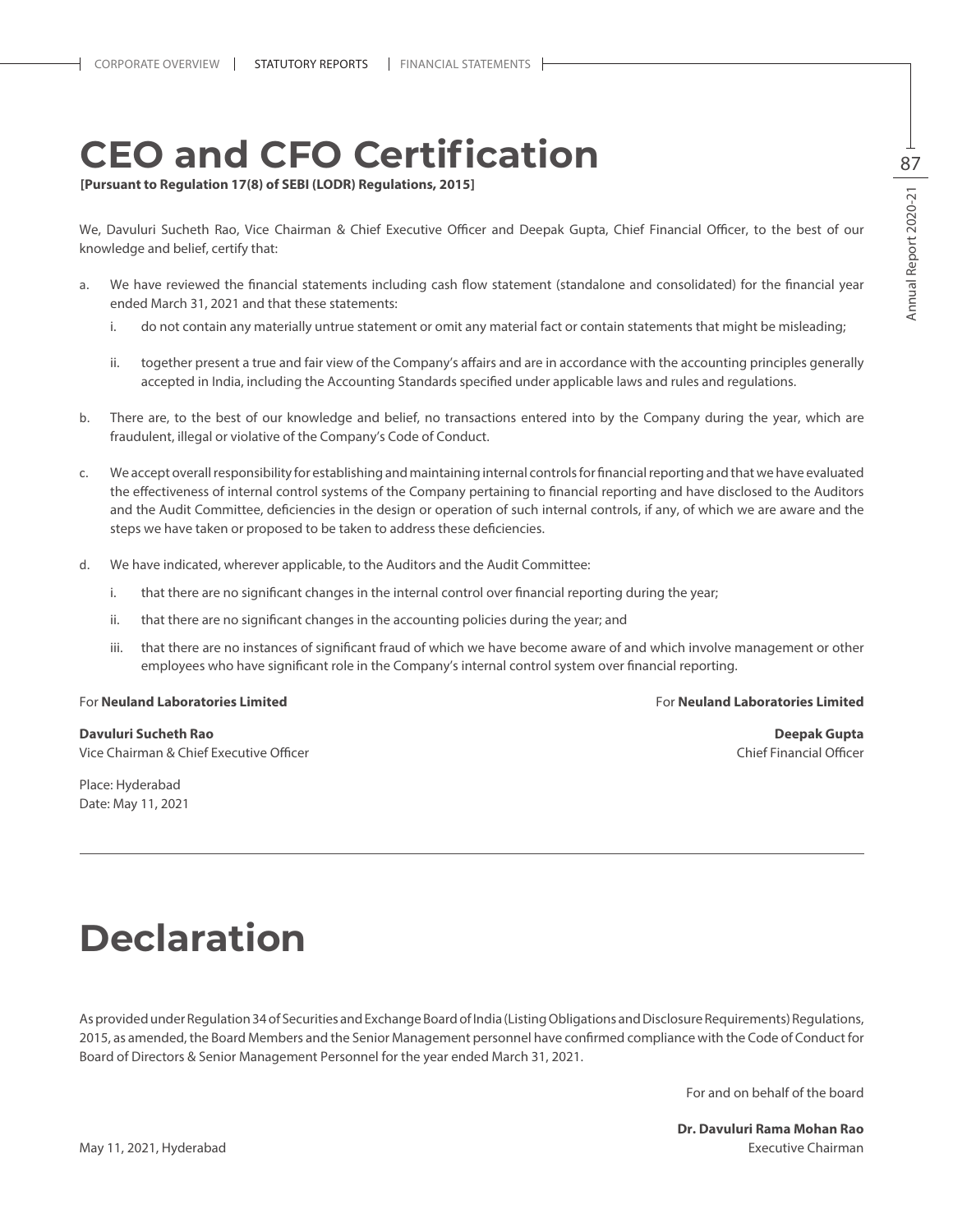# CEO and CFO Certification

**[Pursuant to Regulation 17(8) of SEBI (LODR) Regulations, 2015]**

We, Davuluri Sucheth Rao, Vice Chairman & Chief Executive Officer and Deepak Gupta, Chief Financial Officer, to the best of our knowledge and belief, certify that:

a. We have reviewed the financial statements including cash flow statement (standalone and consolidated) for the financial year ended March 31, 2021 and that these statements:

   i. do not contain any materially untrue statement or omit any material fact or contain statements that might be misleading;

   ii. together present a true and fair view of the Company's affairs and are in accordance with the accounting principles generally accepted in India, including the Accounting Standards specified under applicable laws and rules and regulations.

b. There are, to the best of our knowledge and belief, no transactions entered into by the Company during the year, which are fraudulent, illegal or violative of the Company's Code of Conduct.

c. We accept overall responsibility for establishing and maintaining internal controls for financial reporting and that we have evaluated the effectiveness of internal control systems of the Company pertaining to financial reporting and have disclosed to the Auditors and the Audit Committee, deficiencies in the design or operation of such internal controls, if any, of which we are aware and the steps we have taken or proposed to be taken to address these deficiencies.

d. We have indicated, wherever applicable, to the Auditors and the Audit Committee:

   i. that there are no significant changes in the internal control over financial reporting during the year;

   ii. that there are no significant changes in the accounting policies during the year; and

   iii. that there are no instances of significant fraud of which we have become aware of and which involve management or other employees who have significant role in the Company's internal control system over financial reporting.

For **Neuland Laboratories Limited**

**Davuluri Sucheth Rao**
Vice Chairman & Chief Executive Officer

For **Neuland Laboratories Limited**

**Deepak Gupta**
Chief Financial Officer

Place: Hyderabad
Date: May 11, 2021

# Declaration

As provided under Regulation 34 of Securities and Exchange Board of India (Listing Obligations and Disclosure Requirements) Regulations, 2015, as amended, the Board Members and the Senior Management personnel have confirmed compliance with the Code of Conduct for Board of Directors & Senior Management Personnel for the year ended March 31, 2021.

For and on behalf of the board

**Dr. Davuluri Rama Mohan Rao**
Executive Chairman

May 11, 2021, Hyderabad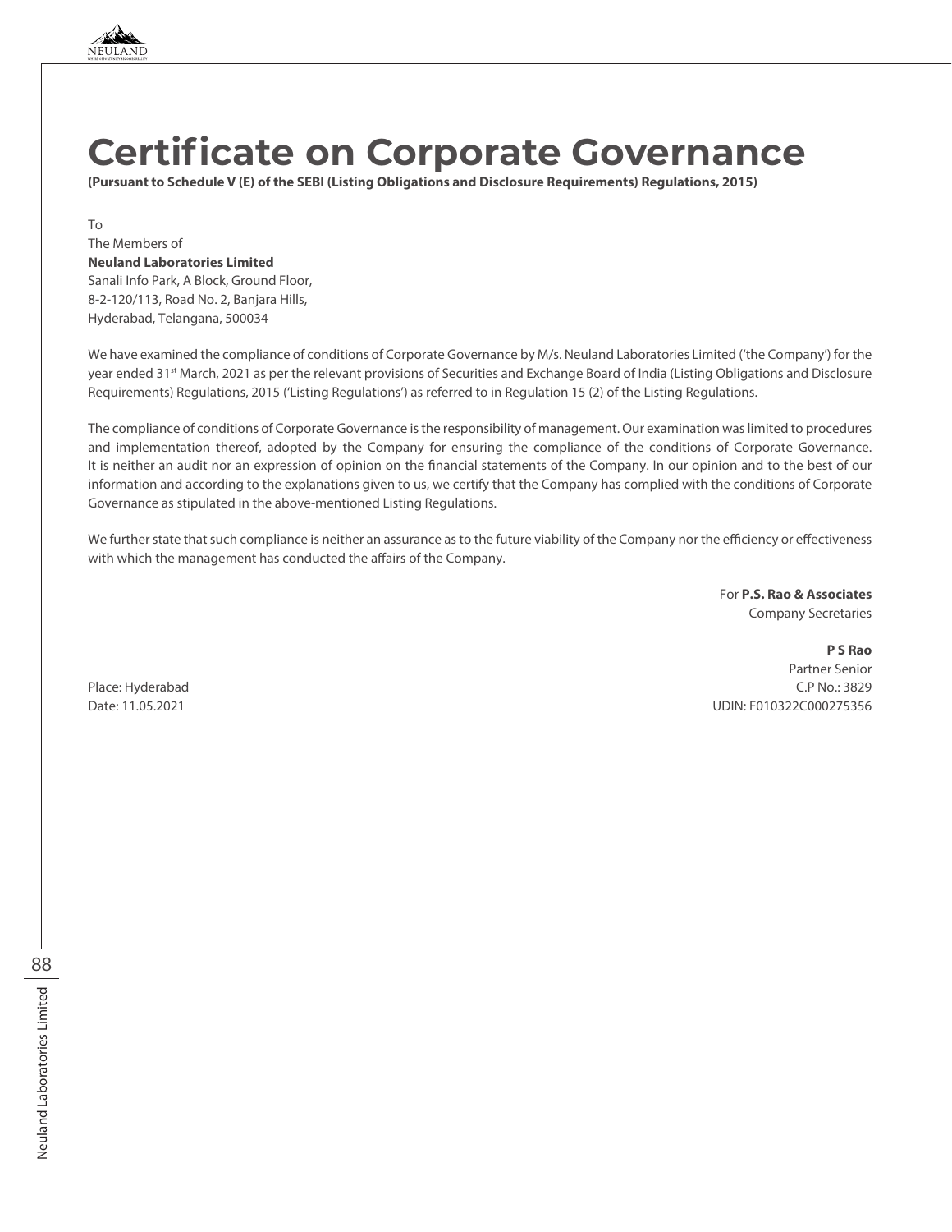# Certificate on Corporate Governance

**(Pursuant to Schedule V (E) of the SEBI (Listing Obligations and Disclosure Requirements) Regulations, 2015)**

To
The Members of
**Neuland Laboratories Limited**
Sanali Info Park, A Block, Ground Floor,
8-2-120/113, Road No. 2, Banjara Hills,
Hyderabad, Telangana, 500034

We have examined the compliance of conditions of Corporate Governance by M/s. Neuland Laboratories Limited ('the Company') for the year ended 31st March, 2021 as per the relevant provisions of Securities and Exchange Board of India (Listing Obligations and Disclosure Requirements) Regulations, 2015 ('Listing Regulations') as referred to in Regulation 15 (2) of the Listing Regulations.

The compliance of conditions of Corporate Governance is the responsibility of management. Our examination was limited to procedures and implementation thereof, adopted by the Company for ensuring the compliance of the conditions of Corporate Governance. It is neither an audit nor an expression of opinion on the financial statements of the Company. In our opinion and to the best of our information and according to the explanations given to us, we certify that the Company has complied with the conditions of Corporate Governance as stipulated in the above-mentioned Listing Regulations.

We further state that such compliance is neither an assurance as to the future viability of the Company nor the efficiency or effectiveness with which the management has conducted the affairs of the Company.

For **P.S. Rao & Associates**
Company Secretaries

**P S Rao**
Partner Senior
C.P No.: 3829
UDIN: F010322C000275356

Place: Hyderabad
Date: 11.05.2021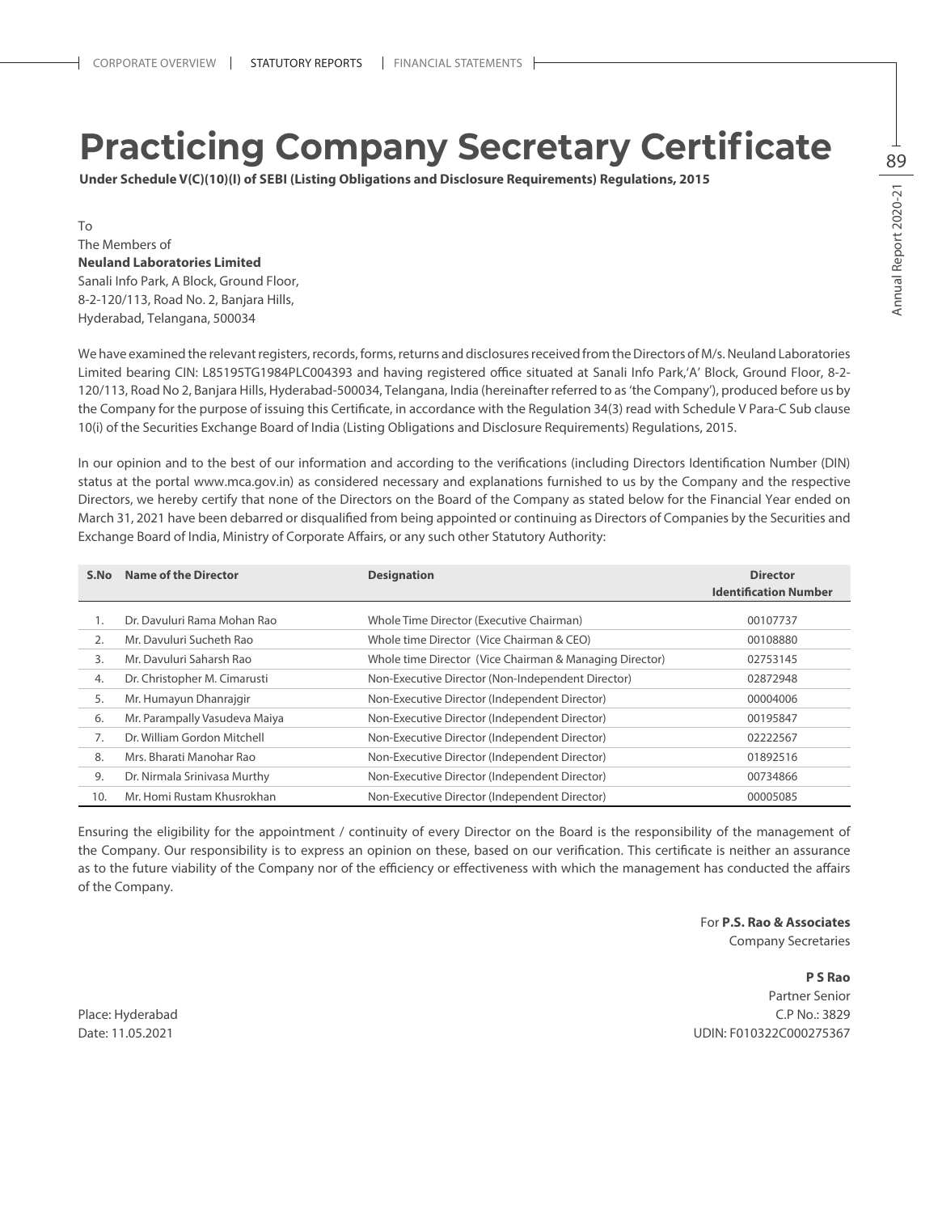# Practicing Company Secretary Certificate

**Under Schedule V(C)(10)(I) of SEBI (Listing Obligations and Disclosure Requirements) Regulations, 2015**

To
The Members of
**Neuland Laboratories Limited**
Sanali Info Park, A Block, Ground Floor,
8-2-120/113, Road No. 2, Banjara Hills,
Hyderabad, Telangana, 500034

We have examined the relevant registers, records, forms, returns and disclosures received from the Directors of M/s. Neuland Laboratories Limited bearing CIN: L85195TG1984PLC004393 and having registered office situated at Sanali Info Park,'A' Block, Ground Floor, 8-2-120/113, Road No 2, Banjara Hills, Hyderabad-500034, Telangana, India (hereinafter referred to as 'the Company'), produced before us by the Company for the purpose of issuing this Certificate, in accordance with the Regulation 34(3) read with Schedule V Para-C Sub clause 10(i) of the Securities Exchange Board of India (Listing Obligations and Disclosure Requirements) Regulations, 2015.

In our opinion and to the best of our information and according to the verifications (including Directors Identification Number (DIN) status at the portal www.mca.gov.in) as considered necessary and explanations furnished to us by the Company and the respective Directors, we hereby certify that none of the Directors on the Board of the Company as stated below for the Financial Year ended on March 31, 2021 have been debarred or disqualified from being appointed or continuing as Directors of Companies by the Securities and Exchange Board of India, Ministry of Corporate Affairs, or any such other Statutory Authority:

| S.No | Name of the Director | Designation | Director Identification Number |
|---|---|---|---|
| 1. | Dr. Davuluri Rama Mohan Rao | Whole Time Director (Executive Chairman) | 00107737 |
| 2. | Mr. Davuluri Sucheth Rao | Whole time Director (Vice Chairman & CEO) | 00108880 |
| 3. | Mr. Davuluri Saharsh Rao | Whole time Director (Vice Chairman & Managing Director) | 02753145 |
| 4. | Dr. Christopher M. Cimarusti | Non-Executive Director (Non-Independent Director) | 02872948 |
| 5. | Mr. Humayun Dhanrajgir | Non-Executive Director (Independent Director) | 00004006 |
| 6. | Mr. Parampally Vasudeva Maiya | Non-Executive Director (Independent Director) | 00195847 |
| 7. | Dr. William Gordon Mitchell | Non-Executive Director (Independent Director) | 02222567 |
| 8. | Mrs. Bharati Manohar Rao | Non-Executive Director (Independent Director) | 01892516 |
| 9. | Dr. Nirmala Srinivasa Murthy | Non-Executive Director (Independent Director) | 00734866 |
| 10. | Mr. Homi Rustam Khusrokhan | Non-Executive Director (Independent Director) | 00005085 |

Ensuring the eligibility for the appointment / continuity of every Director on the Board is the responsibility of the management of the Company. Our responsibility is to express an opinion on these, based on our verification. This certificate is neither an assurance as to the future viability of the Company nor of the efficiency or effectiveness with which the management has conducted the affairs of the Company.

For **P.S. Rao & Associates**
Company Secretaries

**P S Rao**
Partner Senior
C.P No.: 3829
UDIN: F010322C000275367

Place: Hyderabad
Date: 11.05.2021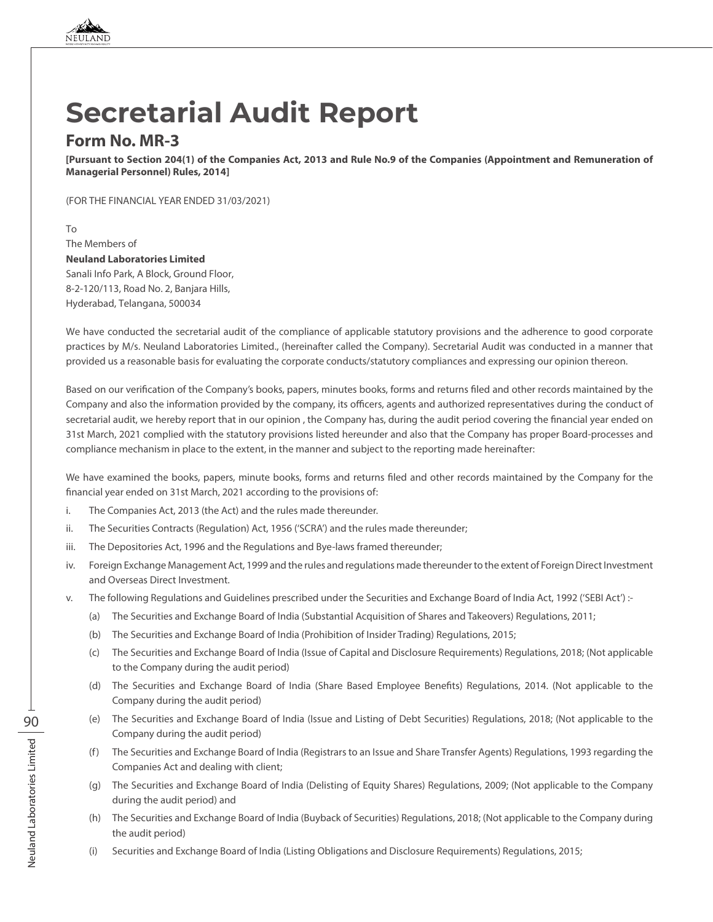# Secretarial Audit Report

## Form No. MR-3

**[Pursuant to Section 204(1) of the Companies Act, 2013 and Rule No.9 of the Companies (Appointment and Remuneration of Managerial Personnel) Rules, 2014]**

(FOR THE FINANCIAL YEAR ENDED 31/03/2021)

To
The Members of
**Neuland Laboratories Limited**
Sanali Info Park, A Block, Ground Floor,
8-2-120/113, Road No. 2, Banjara Hills,
Hyderabad, Telangana, 500034

We have conducted the secretarial audit of the compliance of applicable statutory provisions and the adherence to good corporate practices by M/s. Neuland Laboratories Limited., (hereinafter called the Company). Secretarial Audit was conducted in a manner that provided us a reasonable basis for evaluating the corporate conducts/statutory compliances and expressing our opinion thereon.

Based on our verification of the Company's books, papers, minutes books, forms and returns filed and other records maintained by the Company and also the information provided by the company, its officers, agents and authorized representatives during the conduct of secretarial audit, we hereby report that in our opinion , the Company has, during the audit period covering the financial year ended on 31st March, 2021 complied with the statutory provisions listed hereunder and also that the Company has proper Board-processes and compliance mechanism in place to the extent, in the manner and subject to the reporting made hereinafter:

We have examined the books, papers, minute books, forms and returns filed and other records maintained by the Company for the financial year ended on 31st March, 2021 according to the provisions of:

i. The Companies Act, 2013 (the Act) and the rules made thereunder.

ii. The Securities Contracts (Regulation) Act, 1956 ('SCRA') and the rules made thereunder;

iii. The Depositories Act, 1996 and the Regulations and Bye-laws framed thereunder;

iv. Foreign Exchange Management Act, 1999 and the rules and regulations made thereunder to the extent of Foreign Direct Investment and Overseas Direct Investment.

v. The following Regulations and Guidelines prescribed under the Securities and Exchange Board of India Act, 1992 ('SEBI Act') :-

   (a) The Securities and Exchange Board of India (Substantial Acquisition of Shares and Takeovers) Regulations, 2011;

   (b) The Securities and Exchange Board of India (Prohibition of Insider Trading) Regulations, 2015;

   (c) The Securities and Exchange Board of India (Issue of Capital and Disclosure Requirements) Regulations, 2018; (Not applicable to the Company during the audit period)

   (d) The Securities and Exchange Board of India (Share Based Employee Benefits) Regulations, 2014. (Not applicable to the Company during the audit period)

   (e) The Securities and Exchange Board of India (Issue and Listing of Debt Securities) Regulations, 2018; (Not applicable to the Company during the audit period)

   (f) The Securities and Exchange Board of India (Registrars to an Issue and Share Transfer Agents) Regulations, 1993 regarding the Companies Act and dealing with client;

   (g) The Securities and Exchange Board of India (Delisting of Equity Shares) Regulations, 2009; (Not applicable to the Company during the audit period) and

   (h) The Securities and Exchange Board of India (Buyback of Securities) Regulations, 2018; (Not applicable to the Company during the audit period)

   (i) Securities and Exchange Board of India (Listing Obligations and Disclosure Requirements) Regulations, 2015;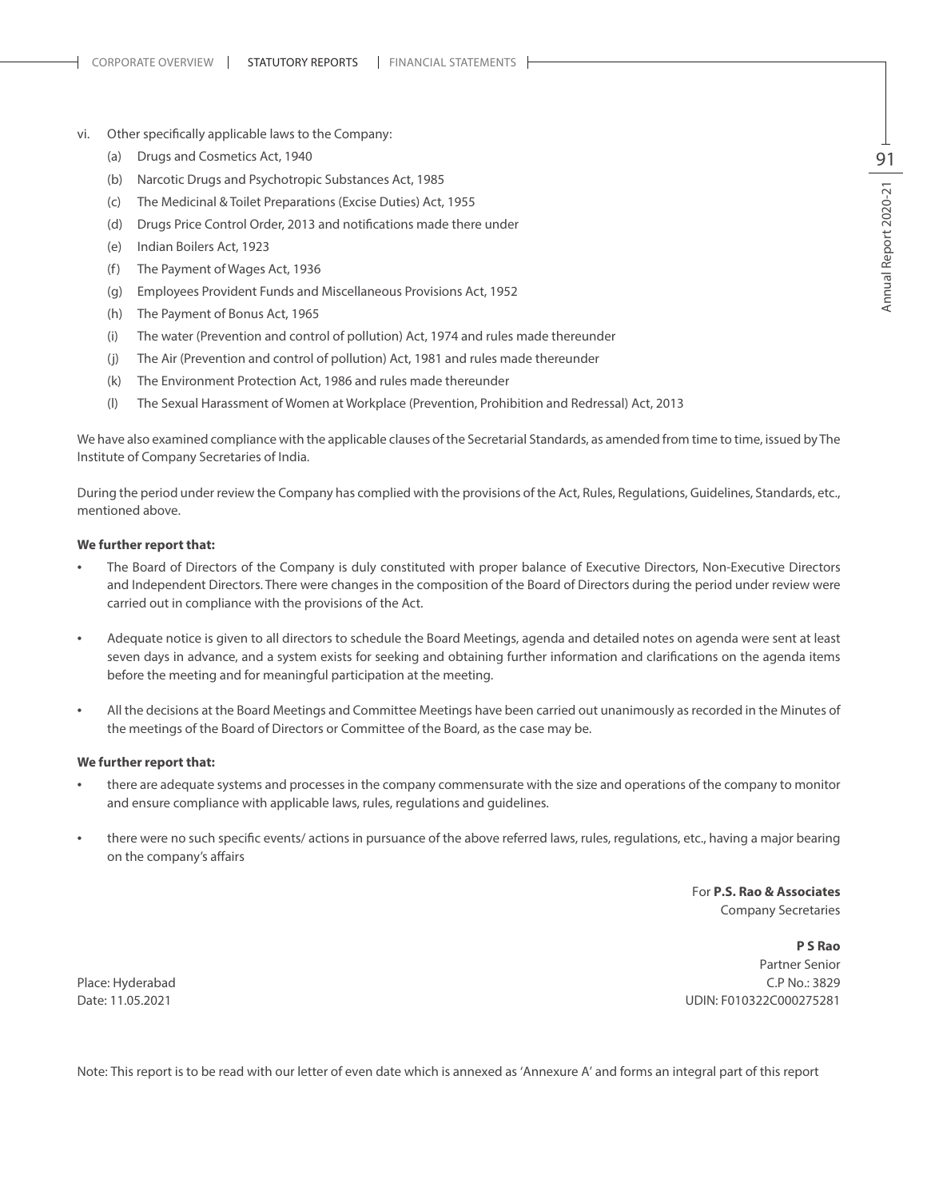vi. Other specifically applicable laws to the Company:

   (a) Drugs and Cosmetics Act, 1940

   (b) Narcotic Drugs and Psychotropic Substances Act, 1985

   (c) The Medicinal & Toilet Preparations (Excise Duties) Act, 1955

   (d) Drugs Price Control Order, 2013 and notifications made there under

   (e) Indian Boilers Act, 1923

   (f) The Payment of Wages Act, 1936

   (g) Employees Provident Funds and Miscellaneous Provisions Act, 1952

   (h) The Payment of Bonus Act, 1965

   (i) The water (Prevention and control of pollution) Act, 1974 and rules made thereunder

   (j) The Air (Prevention and control of pollution) Act, 1981 and rules made thereunder

   (k) The Environment Protection Act, 1986 and rules made thereunder

   (l) The Sexual Harassment of Women at Workplace (Prevention, Prohibition and Redressal) Act, 2013

We have also examined compliance with the applicable clauses of the Secretarial Standards, as amended from time to time, issued by The Institute of Company Secretaries of India.

During the period under review the Company has complied with the provisions of the Act, Rules, Regulations, Guidelines, Standards, etc., mentioned above.

**We further report that:**

- The Board of Directors of the Company is duly constituted with proper balance of Executive Directors, Non-Executive Directors and Independent Directors. There were changes in the composition of the Board of Directors during the period under review were carried out in compliance with the provisions of the Act.

- Adequate notice is given to all directors to schedule the Board Meetings, agenda and detailed notes on agenda were sent at least seven days in advance, and a system exists for seeking and obtaining further information and clarifications on the agenda items before the meeting and for meaningful participation at the meeting.

- All the decisions at the Board Meetings and Committee Meetings have been carried out unanimously as recorded in the Minutes of the meetings of the Board of Directors or Committee of the Board, as the case may be.

**We further report that:**

- there are adequate systems and processes in the company commensurate with the size and operations of the company to monitor and ensure compliance with applicable laws, rules, regulations and guidelines.

- there were no such specific events/ actions in pursuance of the above referred laws, rules, regulations, etc., having a major bearing on the company's affairs

For **P.S. Rao & Associates**
Company Secretaries

**P S Rao**
Partner Senior
C.P No.: 3829
UDIN: F010322C000275281

Place: Hyderabad
Date: 11.05.2021

Note: This report is to be read with our letter of even date which is annexed as 'Annexure A' and forms an integral part of this report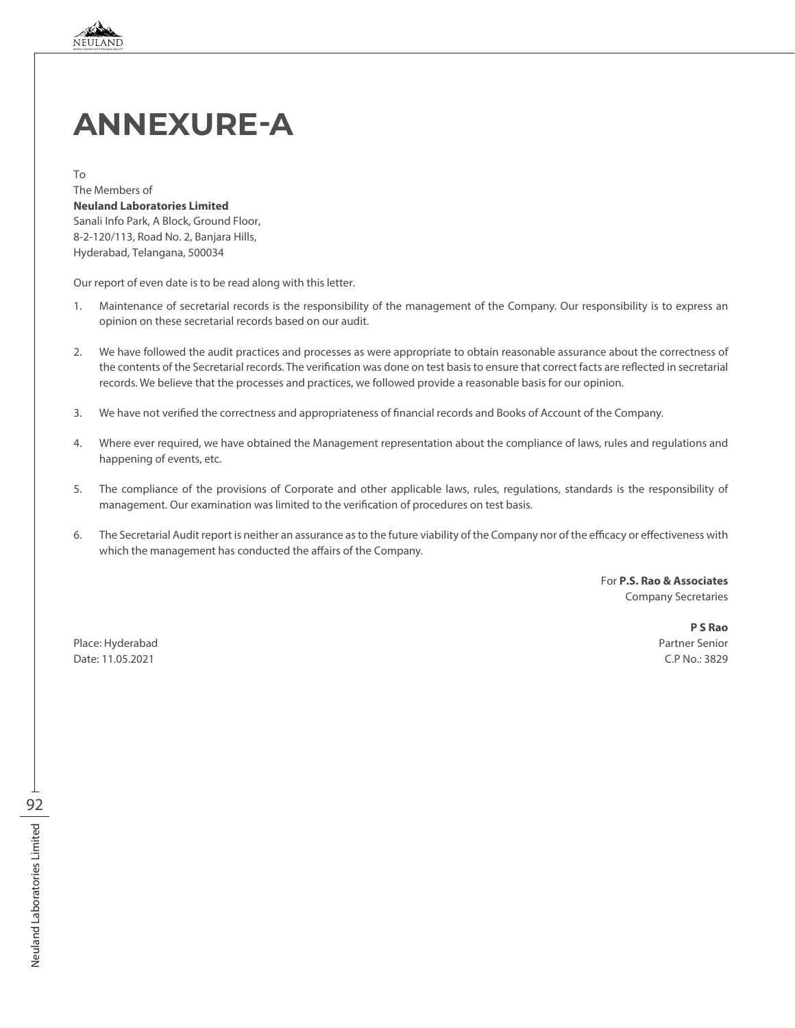# ANNEXURE-A

To
The Members of
**Neuland Laboratories Limited**
Sanali Info Park, A Block, Ground Floor,
8-2-120/113, Road No. 2, Banjara Hills,
Hyderabad, Telangana, 500034

Our report of even date is to be read along with this letter.

1. Maintenance of secretarial records is the responsibility of the management of the Company. Our responsibility is to express an opinion on these secretarial records based on our audit.

2. We have followed the audit practices and processes as were appropriate to obtain reasonable assurance about the correctness of the contents of the Secretarial records. The verification was done on test basis to ensure that correct facts are reflected in secretarial records. We believe that the processes and practices, we followed provide a reasonable basis for our opinion.

3. We have not verified the correctness and appropriateness of financial records and Books of Account of the Company.

4. Where ever required, we have obtained the Management representation about the compliance of laws, rules and regulations and happening of events, etc.

5. The compliance of the provisions of Corporate and other applicable laws, rules, regulations, standards is the responsibility of management. Our examination was limited to the verification of procedures on test basis.

6. The Secretarial Audit report is neither an assurance as to the future viability of the Company nor of the efficacy or effectiveness with which the management has conducted the affairs of the Company.

For **P.S. Rao & Associates**
Company Secretaries

**P S Rao**
Partner Senior
C.P No.: 3829

Place: Hyderabad
Date: 11.05.2021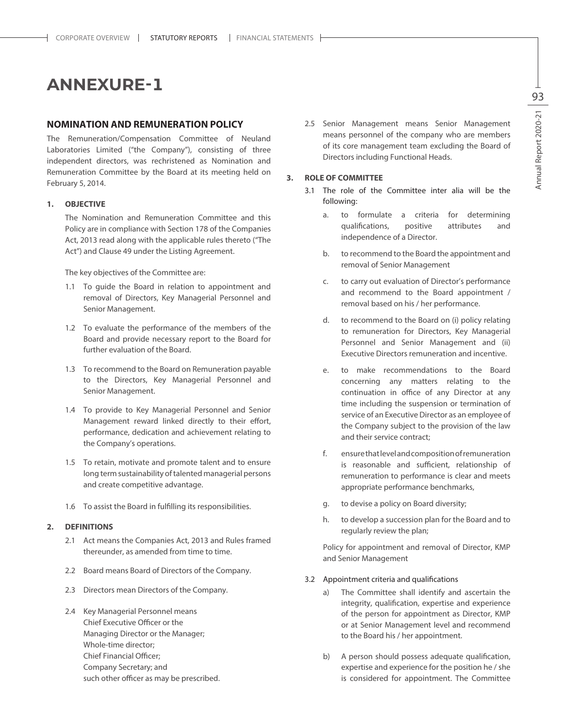# ANNEXURE-1

## NOMINATION AND REMUNERATION POLICY

The Remuneration/Compensation Committee of Neuland Laboratories Limited ("the Company"), consisting of three independent directors, was rechristened as Nomination and Remuneration Committee by the Board at its meeting held on February 5, 2014.

### 1. OBJECTIVE

The Nomination and Remuneration Committee and this Policy are in compliance with Section 178 of the Companies Act, 2013 read along with the applicable rules thereto ("The Act") and Clause 49 under the Listing Agreement.

The key objectives of the Committee are:

1.1 To guide the Board in relation to appointment and removal of Directors, Key Managerial Personnel and Senior Management.

1.2 To evaluate the performance of the members of the Board and provide necessary report to the Board for further evaluation of the Board.

1.3 To recommend to the Board on Remuneration payable to the Directors, Key Managerial Personnel and Senior Management.

1.4 To provide to Key Managerial Personnel and Senior Management reward linked directly to their effort, performance, dedication and achievement relating to the Company's operations.

1.5 To retain, motivate and promote talent and to ensure long term sustainability of talented managerial persons and create competitive advantage.

1.6 To assist the Board in fulfilling its responsibilities.

### 2. DEFINITIONS

2.1 Act means the Companies Act, 2013 and Rules framed thereunder, as amended from time to time.

2.2 Board means Board of Directors of the Company.

2.3 Directors mean Directors of the Company.

2.4 Key Managerial Personnel means
Chief Executive Officer or the
Managing Director or the Manager;
Whole-time director;
Chief Financial Officer;
Company Secretary; and
such other officer as may be prescribed.

2.5 Senior Management means Senior Management means personnel of the company who are members of its core management team excluding the Board of Directors including Functional Heads.

### 3. ROLE OF COMMITTEE

3.1 The role of the Committee inter alia will be the following:

a. to formulate a criteria for determining qualifications, positive attributes and independence of a Director.

b. to recommend to the Board the appointment and removal of Senior Management

c. to carry out evaluation of Director's performance and recommend to the Board appointment / removal based on his / her performance.

d. to recommend to the Board on (i) policy relating to remuneration for Directors, Key Managerial Personnel and Senior Management and (ii) Executive Directors remuneration and incentive.

e. to make recommendations to the Board concerning any matters relating to the continuation in office of any Director at any time including the suspension or termination of service of an Executive Director as an employee of the Company subject to the provision of the law and their service contract;

f. ensure that level and composition of remuneration is reasonable and sufficient, relationship of remuneration to performance is clear and meets appropriate performance benchmarks,

g. to devise a policy on Board diversity;

h. to develop a succession plan for the Board and to regularly review the plan;

Policy for appointment and removal of Director, KMP and Senior Management

3.2 Appointment criteria and qualifications

a) The Committee shall identify and ascertain the integrity, qualification, expertise and experience of the person for appointment as Director, KMP or at Senior Management level and recommend to the Board his / her appointment.

b) A person should possess adequate qualification, expertise and experience for the position he / she is considered for appointment. The Committee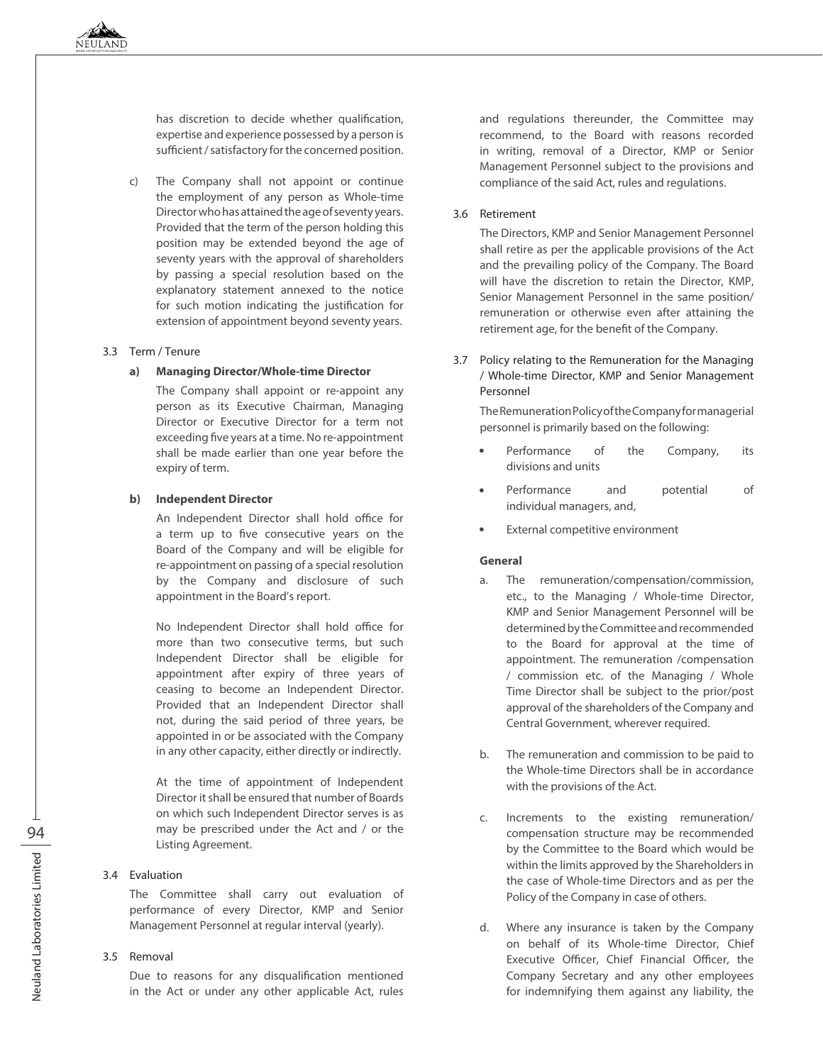has discretion to decide whether qualification, expertise and experience possessed by a person is sufficient / satisfactory for the concerned position.

c) The Company shall not appoint or continue the employment of any person as Whole-time Director who has attained the age of seventy years. Provided that the term of the person holding this position may be extended beyond the age of seventy years with the approval of shareholders by passing a special resolution based on the explanatory statement annexed to the notice for such motion indicating the justification for extension of appointment beyond seventy years.

3.3 Term / Tenure

**a) Managing Director/Whole-time Director**

The Company shall appoint or re-appoint any person as its Executive Chairman, Managing Director or Executive Director for a term not exceeding five years at a time. No re-appointment shall be made earlier than one year before the expiry of term.

**b) Independent Director**

An Independent Director shall hold office for a term up to five consecutive years on the Board of the Company and will be eligible for re-appointment on passing of a special resolution by the Company and disclosure of such appointment in the Board's report.

No Independent Director shall hold office for more than two consecutive terms, but such Independent Director shall be eligible for appointment after expiry of three years of ceasing to become an Independent Director. Provided that an Independent Director shall not, during the said period of three years, be appointed in or be associated with the Company in any other capacity, either directly or indirectly.

At the time of appointment of Independent Director it shall be ensured that number of Boards on which such Independent Director serves is as may be prescribed under the Act and / or the Listing Agreement.

3.4 Evaluation

The Committee shall carry out evaluation of performance of every Director, KMP and Senior Management Personnel at regular interval (yearly).

3.5 Removal

Due to reasons for any disqualification mentioned in the Act or under any other applicable Act, rules and regulations thereunder, the Committee may recommend, to the Board with reasons recorded in writing, removal of a Director, KMP or Senior Management Personnel subject to the provisions and compliance of the said Act, rules and regulations.

3.6 Retirement

The Directors, KMP and Senior Management Personnel shall retire as per the applicable provisions of the Act and the prevailing policy of the Company. The Board will have the discretion to retain the Director, KMP, Senior Management Personnel in the same position/ remuneration or otherwise even after attaining the retirement age, for the benefit of the Company.

3.7 Policy relating to the Remuneration for the Managing / Whole-time Director, KMP and Senior Management Personnel

The Remuneration Policy of the Company for managerial personnel is primarily based on the following:

- Performance of the Company, its divisions and units
- Performance and potential of individual managers, and,
- External competitive environment

**General**

a. The remuneration/compensation/commission, etc., to the Managing / Whole-time Director, KMP and Senior Management Personnel will be determined by the Committee and recommended to the Board for approval at the time of appointment. The remuneration /compensation / commission etc. of the Managing / Whole Time Director shall be subject to the prior/post approval of the shareholders of the Company and Central Government, wherever required.

b. The remuneration and commission to be paid to the Whole-time Directors shall be in accordance with the provisions of the Act.

c. Increments to the existing remuneration/ compensation structure may be recommended by the Committee to the Board which would be within the limits approved by the Shareholders in the case of Whole-time Directors and as per the Policy of the Company in case of others.

d. Where any insurance is taken by the Company on behalf of its Whole-time Director, Chief Executive Officer, Chief Financial Officer, the Company Secretary and any other employees for indemnifying them against any liability, the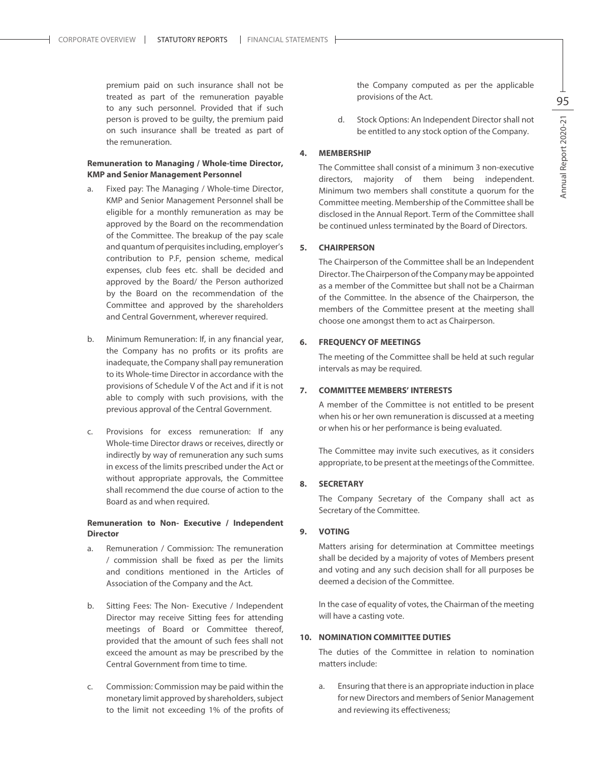premium paid on such insurance shall not be treated as part of the remuneration payable to any such personnel. Provided that if such person is proved to be guilty, the premium paid on such insurance shall be treated as part of the remuneration.

**Remuneration to Managing / Whole-time Director, KMP and Senior Management Personnel**

a. Fixed pay: The Managing / Whole-time Director, KMP and Senior Management Personnel shall be eligible for a monthly remuneration as may be approved by the Board on the recommendation of the Committee. The breakup of the pay scale and quantum of perquisites including, employer's contribution to P.F, pension scheme, medical expenses, club fees etc. shall be decided and approved by the Board/ the Person authorized by the Board on the recommendation of the Committee and approved by the shareholders and Central Government, wherever required.

b. Minimum Remuneration: If, in any financial year, the Company has no profits or its profits are inadequate, the Company shall pay remuneration to its Whole-time Director in accordance with the provisions of Schedule V of the Act and if it is not able to comply with such provisions, with the previous approval of the Central Government.

c. Provisions for excess remuneration: If any Whole-time Director draws or receives, directly or indirectly by way of remuneration any such sums in excess of the limits prescribed under the Act or without appropriate approvals, the Committee shall recommend the due course of action to the Board as and when required.

**Remuneration to Non- Executive / Independent Director**

a. Remuneration / Commission: The remuneration / commission shall be fixed as per the limits and conditions mentioned in the Articles of Association of the Company and the Act.

b. Sitting Fees: The Non- Executive / Independent Director may receive Sitting fees for attending meetings of Board or Committee thereof, provided that the amount of such fees shall not exceed the amount as may be prescribed by the Central Government from time to time.

c. Commission: Commission may be paid within the monetary limit approved by shareholders, subject to the limit not exceeding 1% of the profits of the Company computed as per the applicable provisions of the Act.

d. Stock Options: An Independent Director shall not be entitled to any stock option of the Company.

**4. MEMBERSHIP**

The Committee shall consist of a minimum 3 non-executive directors, majority of them being independent. Minimum two members shall constitute a quorum for the Committee meeting. Membership of the Committee shall be disclosed in the Annual Report. Term of the Committee shall be continued unless terminated by the Board of Directors.

**5. CHAIRPERSON**

The Chairperson of the Committee shall be an Independent Director. The Chairperson of the Company may be appointed as a member of the Committee but shall not be a Chairman of the Committee. In the absence of the Chairperson, the members of the Committee present at the meeting shall choose one amongst them to act as Chairperson.

**6. FREQUENCY OF MEETINGS**

The meeting of the Committee shall be held at such regular intervals as may be required.

**7. COMMITTEE MEMBERS' INTERESTS**

A member of the Committee is not entitled to be present when his or her own remuneration is discussed at a meeting or when his or her performance is being evaluated.

The Committee may invite such executives, as it considers appropriate, to be present at the meetings of the Committee.

**8. SECRETARY**

The Company Secretary of the Company shall act as Secretary of the Committee.

**9. VOTING**

Matters arising for determination at Committee meetings shall be decided by a majority of votes of Members present and voting and any such decision shall for all purposes be deemed a decision of the Committee.

In the case of equality of votes, the Chairman of the meeting will have a casting vote.

**10. NOMINATION COMMITTEE DUTIES**

The duties of the Committee in relation to nomination matters include:

a. Ensuring that there is an appropriate induction in place for new Directors and members of Senior Management and reviewing its effectiveness;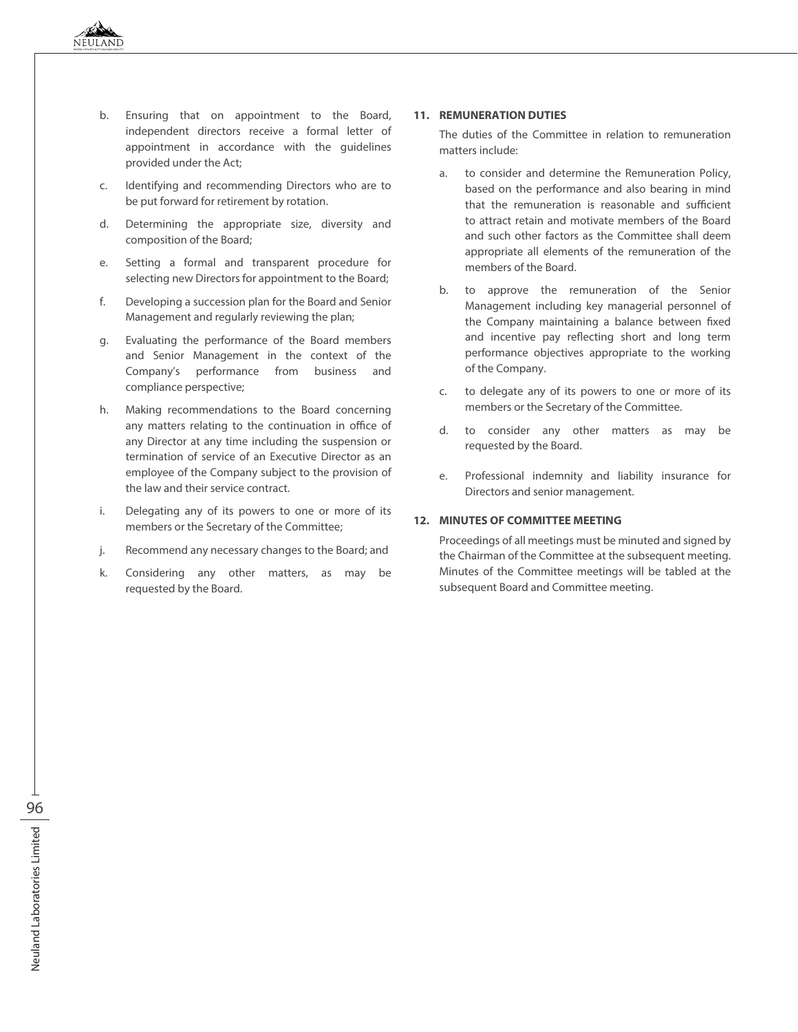b. Ensuring that on appointment to the Board, independent directors receive a formal letter of appointment in accordance with the guidelines provided under the Act;

c. Identifying and recommending Directors who are to be put forward for retirement by rotation.

d. Determining the appropriate size, diversity and composition of the Board;

e. Setting a formal and transparent procedure for selecting new Directors for appointment to the Board;

f. Developing a succession plan for the Board and Senior Management and regularly reviewing the plan;

g. Evaluating the performance of the Board members and Senior Management in the context of the Company's performance from business and compliance perspective;

h. Making recommendations to the Board concerning any matters relating to the continuation in office of any Director at any time including the suspension or termination of service of an Executive Director as an employee of the Company subject to the provision of the law and their service contract.

i. Delegating any of its powers to one or more of its members or the Secretary of the Committee;

j. Recommend any necessary changes to the Board; and

k. Considering any other matters, as may be requested by the Board.

## 11. REMUNERATION DUTIES

The duties of the Committee in relation to remuneration matters include:

a. to consider and determine the Remuneration Policy, based on the performance and also bearing in mind that the remuneration is reasonable and sufficient to attract retain and motivate members of the Board and such other factors as the Committee shall deem appropriate all elements of the remuneration of the members of the Board.

b. to approve the remuneration of the Senior Management including key managerial personnel of the Company maintaining a balance between fixed and incentive pay reflecting short and long term performance objectives appropriate to the working of the Company.

c. to delegate any of its powers to one or more of its members or the Secretary of the Committee.

d. to consider any other matters as may be requested by the Board.

e. Professional indemnity and liability insurance for Directors and senior management.

## 12. MINUTES OF COMMITTEE MEETING

Proceedings of all meetings must be minuted and signed by the Chairman of the Committee at the subsequent meeting. Minutes of the Committee meetings will be tabled at the subsequent Board and Committee meeting.